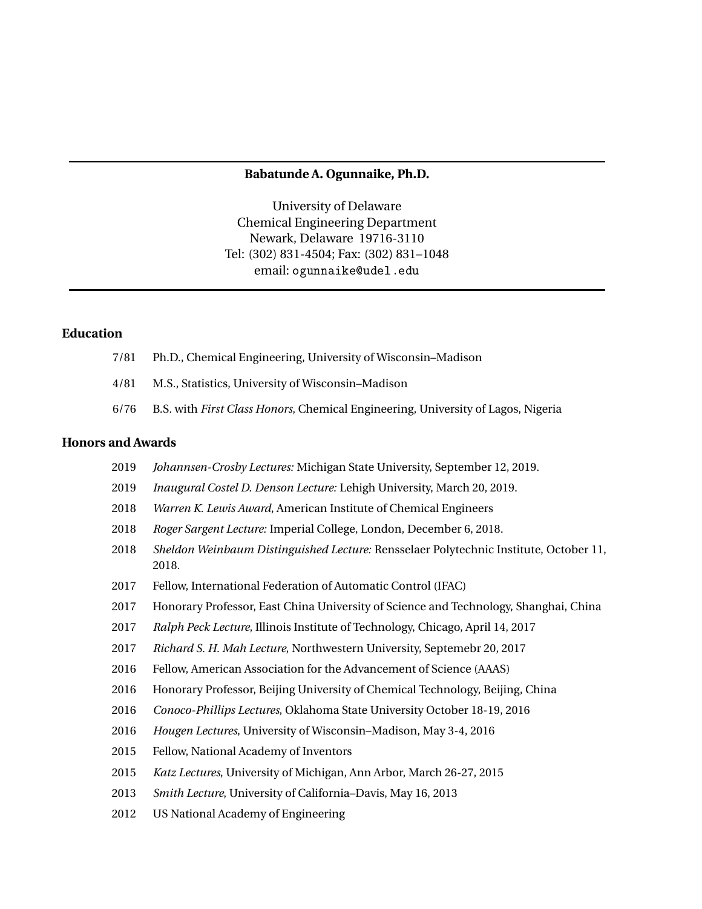# Babatunde A. Ogunnaike, Ph.D.

University of Delaware
Chemical Engineering Department
Newark, Delaware 19716-3110
Tel: (302) 831-4504; Fax: (302) 831–1048
email: ogunnaike@udel.edu

## Education

7/81 Ph.D., Chemical Engineering, University of Wisconsin–Madison

4/81 M.S., Statistics, University of Wisconsin–Madison

6/76 B.S. with *First Class Honors*, Chemical Engineering, University of Lagos, Nigeria

## Honors and Awards

2019 *Johannsen-Crosby Lectures:* Michigan State University, September 12, 2019.

2019 *Inaugural Costel D. Denson Lecture:* Lehigh University, March 20, 2019.

2018 *Warren K. Lewis Award*, American Institute of Chemical Engineers

2018 *Roger Sargent Lecture:* Imperial College, London, December 6, 2018.

2018 *Sheldon Weinbaum Distinguished Lecture:* Rensselaer Polytechnic Institute, October 11, 2018.

2017 Fellow, International Federation of Automatic Control (IFAC)

2017 Honorary Professor, East China University of Science and Technology, Shanghai, China

2017 *Ralph Peck Lecture*, Illinois Institute of Technology, Chicago, April 14, 2017

2017 *Richard S. H. Mah Lecture*, Northwestern University, Septemebr 20, 2017

2016 Fellow, American Association for the Advancement of Science (AAAS)

2016 Honorary Professor, Beijing University of Chemical Technology, Beijing, China

2016 *Conoco-Phillips Lectures*, Oklahoma State University October 18-19, 2016

2016 *Hougen Lectures*, University of Wisconsin–Madison, May 3-4, 2016

2015 Fellow, National Academy of Inventors

2015 *Katz Lectures*, University of Michigan, Ann Arbor, March 26-27, 2015

2013 *Smith Lecture*, University of California–Davis, May 16, 2013

2012 US National Academy of Engineering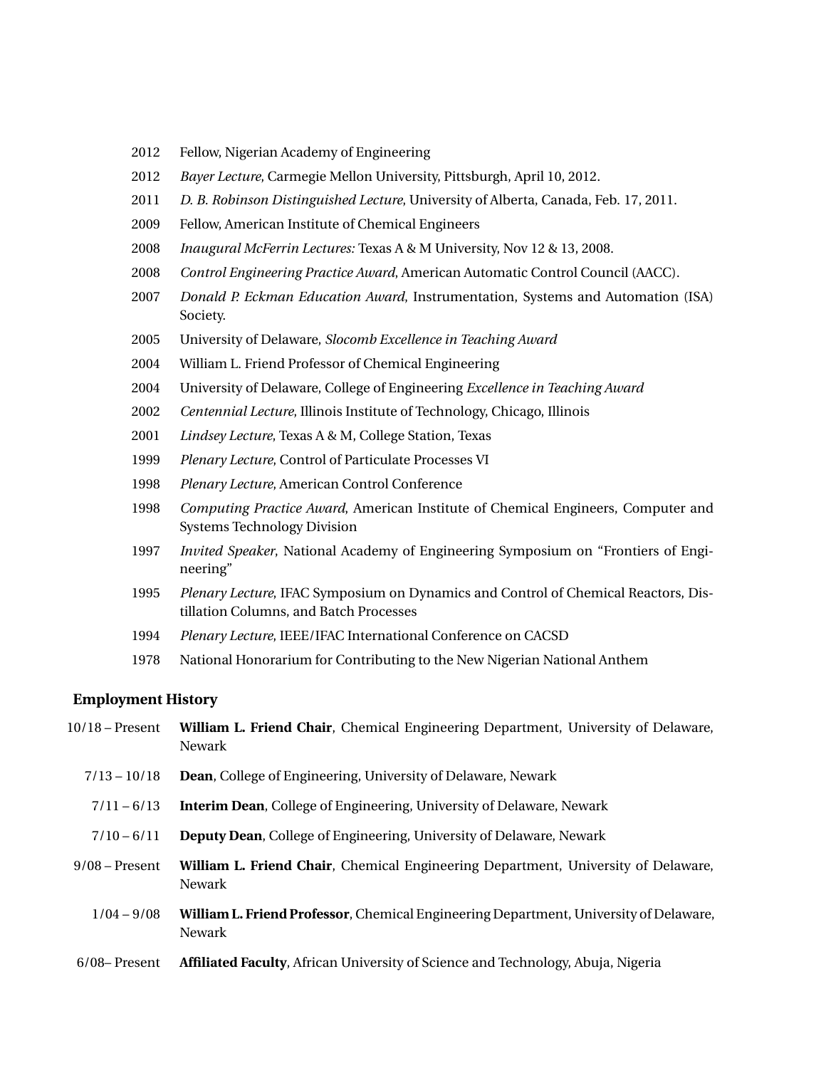2012 Fellow, Nigerian Academy of Engineering

2012 *Bayer Lecture*, Carmegie Mellon University, Pittsburgh, April 10, 2012.

2011 *D. B. Robinson Distinguished Lecture*, University of Alberta, Canada, Feb. 17, 2011.

2009 Fellow, American Institute of Chemical Engineers

2008 *Inaugural McFerrin Lectures:* Texas A & M University, Nov 12 & 13, 2008.

2008 *Control Engineering Practice Award*, American Automatic Control Council (AACC).

2007 *Donald P. Eckman Education Award*, Instrumentation, Systems and Automation (ISA) Society.

2005 University of Delaware, *Slocomb Excellence in Teaching Award*

2004 William L. Friend Professor of Chemical Engineering

2004 University of Delaware, College of Engineering *Excellence in Teaching Award*

2002 *Centennial Lecture*, Illinois Institute of Technology, Chicago, Illinois

2001 *Lindsey Lecture*, Texas A & M, College Station, Texas

1999 *Plenary Lecture*, Control of Particulate Processes VI

1998 *Plenary Lecture*, American Control Conference

1998 *Computing Practice Award*, American Institute of Chemical Engineers, Computer and Systems Technology Division

1997 *Invited Speaker*, National Academy of Engineering Symposium on "Frontiers of Engineering"

1995 *Plenary Lecture*, IFAC Symposium on Dynamics and Control of Chemical Reactors, Distillation Columns, and Batch Processes

1994 *Plenary Lecture*, IEEE/IFAC International Conference on CACSD

1978 National Honorarium for Contributing to the New Nigerian National Anthem

## Employment History

10/18 – Present **William L. Friend Chair**, Chemical Engineering Department, University of Delaware, Newark

7/13 – 10/18 **Dean**, College of Engineering, University of Delaware, Newark

7/11 – 6/13 **Interim Dean**, College of Engineering, University of Delaware, Newark

7/10 – 6/11 **Deputy Dean**, College of Engineering, University of Delaware, Newark

9/08 – Present **William L. Friend Chair**, Chemical Engineering Department, University of Delaware, Newark

1/04 – 9/08 **William L. Friend Professor**, Chemical Engineering Department, University of Delaware, Newark

6/08– Present **Affiliated Faculty**, African University of Science and Technology, Abuja, Nigeria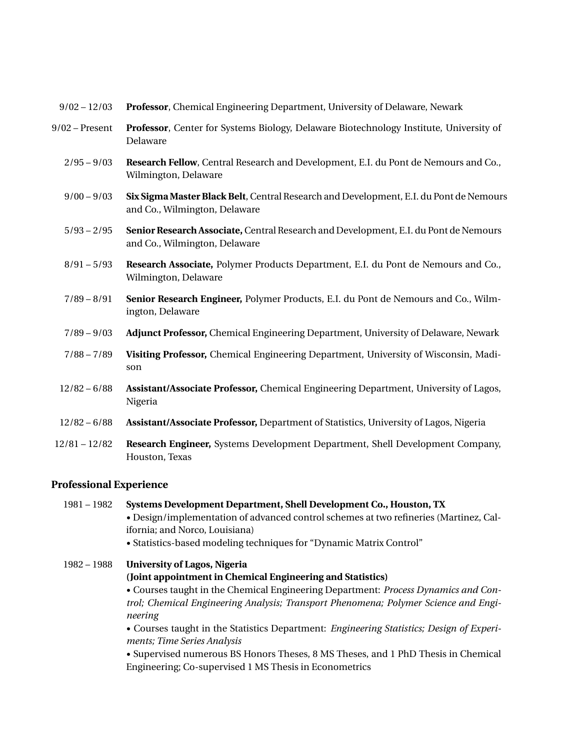| | |
|---|---|
| 9/02 – 12/03 | **Professor**, Chemical Engineering Department, University of Delaware, Newark |
| 9/02 – Present | **Professor**, Center for Systems Biology, Delaware Biotechnology Institute, University of Delaware |
| 2/95 – 9/03 | **Research Fellow**, Central Research and Development, E.I. du Pont de Nemours and Co., Wilmington, Delaware |
| 9/00 – 9/03 | **Six Sigma Master Black Belt**, Central Research and Development, E.I. du Pont de Nemours and Co., Wilmington, Delaware |
| 5/93 – 2/95 | **Senior Research Associate,** Central Research and Development, E.I. du Pont de Nemours and Co., Wilmington, Delaware |
| 8/91 – 5/93 | **Research Associate,** Polymer Products Department, E.I. du Pont de Nemours and Co., Wilmington, Delaware |
| 7/89 – 8/91 | **Senior Research Engineer,** Polymer Products, E.I. du Pont de Nemours and Co., Wilmington, Delaware |
| 7/89 – 9/03 | **Adjunct Professor,** Chemical Engineering Department, University of Delaware, Newark |
| 7/88 – 7/89 | **Visiting Professor,** Chemical Engineering Department, University of Wisconsin, Madison |
| 12/82 – 6/88 | **Assistant/Associate Professor,** Chemical Engineering Department, University of Lagos, Nigeria |
| 12/82 – 6/88 | **Assistant/Associate Professor,** Department of Statistics, University of Lagos, Nigeria |
| 12/81 – 12/82 | **Research Engineer,** Systems Development Department, Shell Development Company, Houston, Texas |

## Professional Experience

**1981 – 1982** **Systems Development Department, Shell Development Co., Houston, TX**

- Design/implementation of advanced control schemes at two refineries (Martinez, California; and Norco, Louisiana)
- Statistics-based modeling techniques for "Dynamic Matrix Control"

**1982 – 1988** **University of Lagos, Nigeria**
**(Joint appointment in Chemical Engineering and Statistics)**

- Courses taught in the Chemical Engineering Department: *Process Dynamics and Control; Chemical Engineering Analysis; Transport Phenomena; Polymer Science and Engineering*
- Courses taught in the Statistics Department: *Engineering Statistics; Design of Experiments; Time Series Analysis*
- Supervised numerous BS Honors Theses, 8 MS Theses, and 1 PhD Thesis in Chemical Engineering; Co-supervised 1 MS Thesis in Econometrics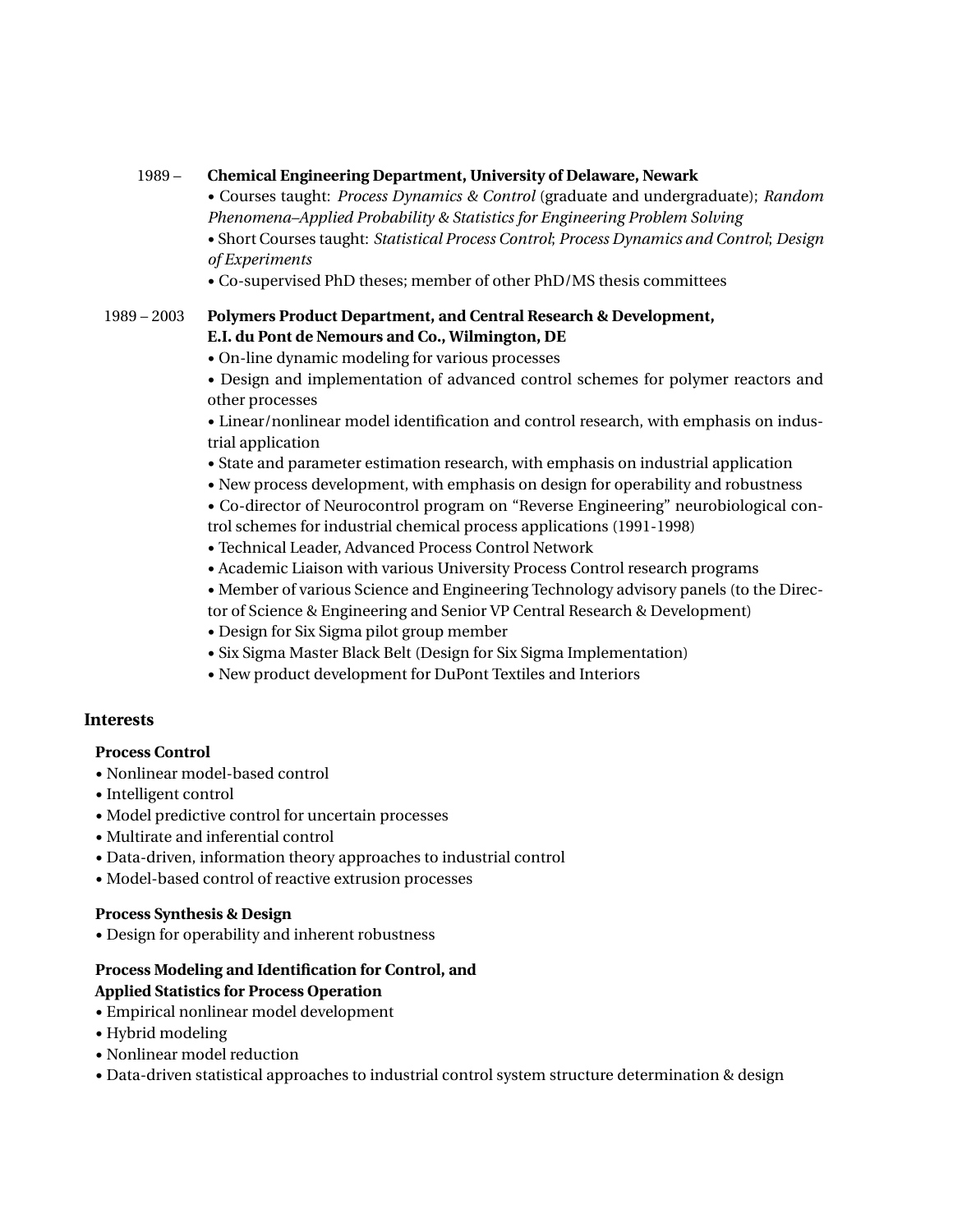1989 – **Chemical Engineering Department, University of Delaware, Newark**

- Courses taught: *Process Dynamics & Control* (graduate and undergraduate); *Random Phenomena–Applied Probability & Statistics for Engineering Problem Solving*
- Short Courses taught: *Statistical Process Control*; *Process Dynamics and Control*; *Design of Experiments*
- Co-supervised PhD theses; member of other PhD/MS thesis committees

1989 – 2003 **Polymers Product Department, and Central Research & Development, E.I. du Pont de Nemours and Co., Wilmington, DE**

- On-line dynamic modeling for various processes
- Design and implementation of advanced control schemes for polymer reactors and other processes
- Linear/nonlinear model identification and control research, with emphasis on industrial application
- State and parameter estimation research, with emphasis on industrial application
- New process development, with emphasis on design for operability and robustness
- Co-director of Neurocontrol program on "Reverse Engineering" neurobiological control schemes for industrial chemical process applications (1991-1998)
- Technical Leader, Advanced Process Control Network
- Academic Liaison with various University Process Control research programs
- Member of various Science and Engineering Technology advisory panels (to the Director of Science & Engineering and Senior VP Central Research & Development)
- Design for Six Sigma pilot group member
- Six Sigma Master Black Belt (Design for Six Sigma Implementation)
- New product development for DuPont Textiles and Interiors

## Interests

**Process Control**

- Nonlinear model-based control
- Intelligent control
- Model predictive control for uncertain processes
- Multirate and inferential control
- Data-driven, information theory approaches to industrial control
- Model-based control of reactive extrusion processes

**Process Synthesis & Design**

- Design for operability and inherent robustness

**Process Modeling and Identification for Control, and Applied Statistics for Process Operation**

- Empirical nonlinear model development
- Hybrid modeling
- Nonlinear model reduction
- Data-driven statistical approaches to industrial control system structure determination & design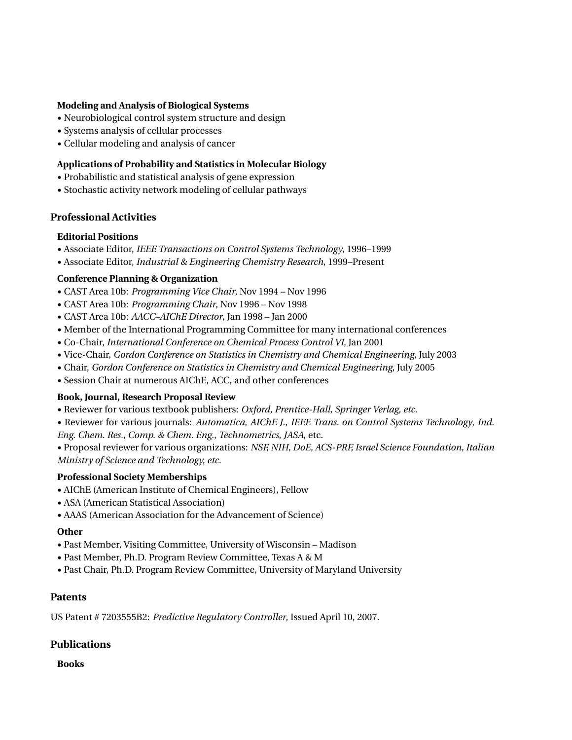### Modeling and Analysis of Biological Systems

- Neurobiological control system structure and design
- Systems analysis of cellular processes
- Cellular modeling and analysis of cancer

### Applications of Probability and Statistics in Molecular Biology

- Probabilistic and statistical analysis of gene expression
- Stochastic activity network modeling of cellular pathways

## Professional Activities

### Editorial Positions

- Associate Editor, *IEEE Transactions on Control Systems Technology*, 1996–1999
- Associate Editor, *Industrial & Engineering Chemistry Research*, 1999–Present

### Conference Planning & Organization

- CAST Area 10b: *Programming Vice Chair*, Nov 1994 – Nov 1996
- CAST Area 10b: *Programming Chair*, Nov 1996 – Nov 1998
- CAST Area 10b: *AACC–AIChE Director*, Jan 1998 – Jan 2000
- Member of the International Programming Committee for many international conferences
- Co-Chair, *International Conference on Chemical Process Control VI*, Jan 2001
- Vice-Chair, *Gordon Conference on Statistics in Chemistry and Chemical Engineering*, July 2003
- Chair, *Gordon Conference on Statistics in Chemistry and Chemical Engineering*, July 2005
- Session Chair at numerous AIChE, ACC, and other conferences

### Book, Journal, Research Proposal Review

- Reviewer for various textbook publishers: *Oxford, Prentice-Hall, Springer Verlag, etc.*
- Reviewer for various journals: *Automatica*, *AIChE J.*, *IEEE Trans. on Control Systems Technology*, *Ind. Eng. Chem. Res.*, *Comp. & Chem. Eng.*, *Technometrics*, *JASA*, etc.
- Proposal reviewer for various organizations: *NSF, NIH, DoE, ACS-PRF, Israel Science Foundation, Italian Ministry of Science and Technology, etc.*

### Professional Society Memberships

- AIChE (American Institute of Chemical Engineers), Fellow
- ASA (American Statistical Association)
- AAAS (American Association for the Advancement of Science)

### Other

- Past Member, Visiting Committee, University of Wisconsin – Madison
- Past Member, Ph.D. Program Review Committee, Texas A & M
- Past Chair, Ph.D. Program Review Committee, University of Maryland University

## Patents

US Patent # 7203555B2: *Predictive Regulatory Controller*, Issued April 10, 2007.

## Publications

### Books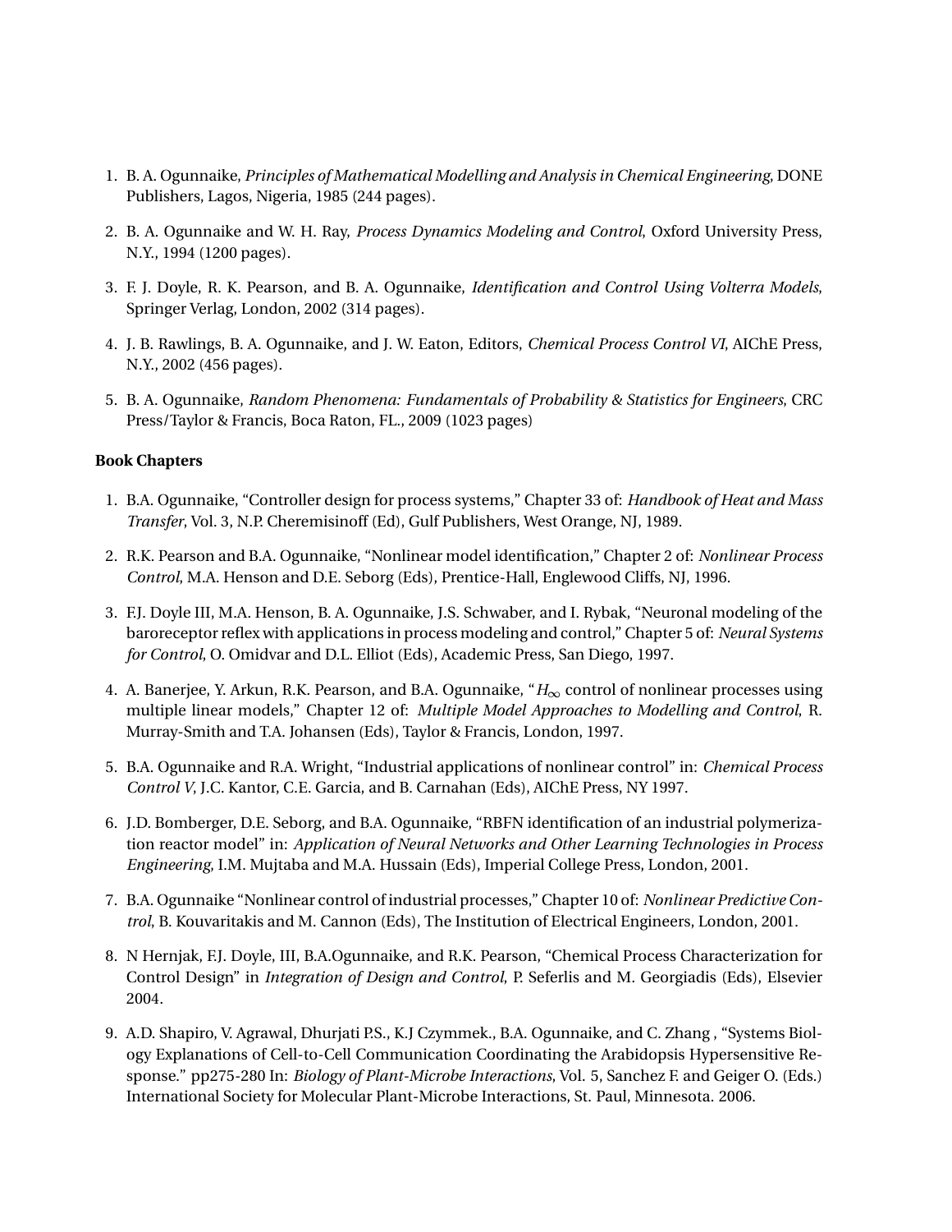1. B. A. Ogunnaike, *Principles of Mathematical Modelling and Analysis in Chemical Engineering*, DONE Publishers, Lagos, Nigeria, 1985 (244 pages).

2. B. A. Ogunnaike and W. H. Ray, *Process Dynamics Modeling and Control*, Oxford University Press, N.Y., 1994 (1200 pages).

3. F. J. Doyle, R. K. Pearson, and B. A. Ogunnaike, *Identification and Control Using Volterra Models*, Springer Verlag, London, 2002 (314 pages).

4. J. B. Rawlings, B. A. Ogunnaike, and J. W. Eaton, Editors, *Chemical Process Control VI*, AIChE Press, N.Y., 2002 (456 pages).

5. B. A. Ogunnaike, *Random Phenomena: Fundamentals of Probability & Statistics for Engineers*, CRC Press/Taylor & Francis, Boca Raton, FL., 2009 (1023 pages)

**Book Chapters**

1. B.A. Ogunnaike, "Controller design for process systems," Chapter 33 of: *Handbook of Heat and Mass Transfer*, Vol. 3, N.P. Cheremisinoff (Ed), Gulf Publishers, West Orange, NJ, 1989.

2. R.K. Pearson and B.A. Ogunnaike, "Nonlinear model identification," Chapter 2 of: *Nonlinear Process Control*, M.A. Henson and D.E. Seborg (Eds), Prentice-Hall, Englewood Cliffs, NJ, 1996.

3. F.J. Doyle III, M.A. Henson, B. A. Ogunnaike, J.S. Schwaber, and I. Rybak, "Neuronal modeling of the baroreceptor reflex with applications in process modeling and control," Chapter 5 of: *Neural Systems for Control*, O. Omidvar and D.L. Elliot (Eds), Academic Press, San Diego, 1997.

4. A. Banerjee, Y. Arkun, R.K. Pearson, and B.A. Ogunnaike, "$H_\infty$ control of nonlinear processes using multiple linear models," Chapter 12 of: *Multiple Model Approaches to Modelling and Control*, R. Murray-Smith and T.A. Johansen (Eds), Taylor & Francis, London, 1997.

5. B.A. Ogunnaike and R.A. Wright, "Industrial applications of nonlinear control" in: *Chemical Process Control V*, J.C. Kantor, C.E. Garcia, and B. Carnahan (Eds), AIChE Press, NY 1997.

6. J.D. Bomberger, D.E. Seborg, and B.A. Ogunnaike, "RBFN identification of an industrial polymerization reactor model" in: *Application of Neural Networks and Other Learning Technologies in Process Engineering*, I.M. Mujtaba and M.A. Hussain (Eds), Imperial College Press, London, 2001.

7. B.A. Ogunnaike "Nonlinear control of industrial processes," Chapter 10 of: *Nonlinear Predictive Control*, B. Kouvaritakis and M. Cannon (Eds), The Institution of Electrical Engineers, London, 2001.

8. N Hernjak, F.J. Doyle, III, B.A.Ogunnaike, and R.K. Pearson, "Chemical Process Characterization for Control Design" in *Integration of Design and Control*, P. Seferlis and M. Georgiadis (Eds), Elsevier 2004.

9. A.D. Shapiro, V. Agrawal, Dhurjati P.S., K.J Czymmek., B.A. Ogunnaike, and C. Zhang , "Systems Biology Explanations of Cell-to-Cell Communication Coordinating the Arabidopsis Hypersensitive Response." pp275-280 In: *Biology of Plant-Microbe Interactions*, Vol. 5, Sanchez F. and Geiger O. (Eds.) International Society for Molecular Plant-Microbe Interactions, St. Paul, Minnesota. 2006.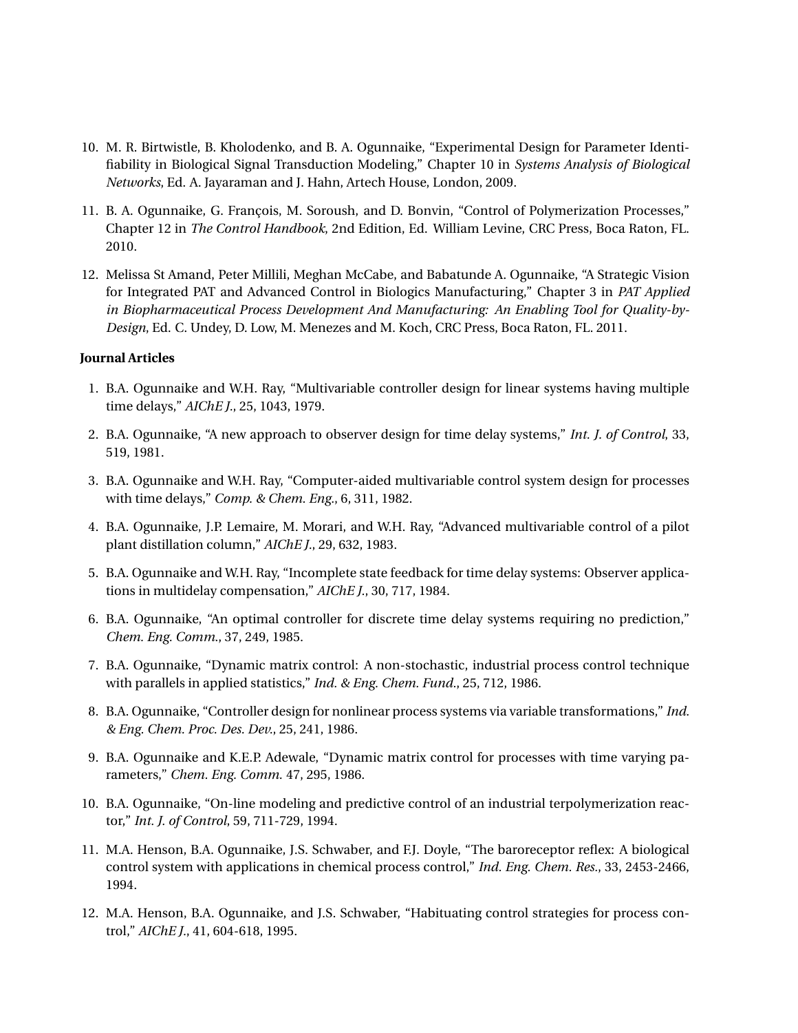10. M. R. Birtwistle, B. Kholodenko, and B. A. Ogunnaike, "Experimental Design for Parameter Identifiability in Biological Signal Transduction Modeling," Chapter 10 in *Systems Analysis of Biological Networks*, Ed. A. Jayaraman and J. Hahn, Artech House, London, 2009.

11. B. A. Ogunnaike, G. François, M. Soroush, and D. Bonvin, "Control of Polymerization Processes," Chapter 12 in *The Control Handbook*, 2nd Edition, Ed. William Levine, CRC Press, Boca Raton, FL. 2010.

12. Melissa St Amand, Peter Millili, Meghan McCabe, and Babatunde A. Ogunnaike, "A Strategic Vision for Integrated PAT and Advanced Control in Biologics Manufacturing," Chapter 3 in *PAT Applied in Biopharmaceutical Process Development And Manufacturing: An Enabling Tool for Quality-by-Design*, Ed. C. Undey, D. Low, M. Menezes and M. Koch, CRC Press, Boca Raton, FL. 2011.

**Journal Articles**

1. B.A. Ogunnaike and W.H. Ray, "Multivariable controller design for linear systems having multiple time delays," *AIChE J.*, 25, 1043, 1979.

2. B.A. Ogunnaike, "A new approach to observer design for time delay systems," *Int. J. of Control*, 33, 519, 1981.

3. B.A. Ogunnaike and W.H. Ray, "Computer-aided multivariable control system design for processes with time delays," *Comp. & Chem. Eng.*, 6, 311, 1982.

4. B.A. Ogunnaike, J.P. Lemaire, M. Morari, and W.H. Ray, "Advanced multivariable control of a pilot plant distillation column," *AIChE J.*, 29, 632, 1983.

5. B.A. Ogunnaike and W.H. Ray, "Incomplete state feedback for time delay systems: Observer applications in multidelay compensation," *AIChE J.*, 30, 717, 1984.

6. B.A. Ogunnaike, "An optimal controller for discrete time delay systems requiring no prediction," *Chem. Eng. Comm.*, 37, 249, 1985.

7. B.A. Ogunnaike, "Dynamic matrix control: A non-stochastic, industrial process control technique with parallels in applied statistics," *Ind. & Eng. Chem. Fund.*, 25, 712, 1986.

8. B.A. Ogunnaike, "Controller design for nonlinear process systems via variable transformations," *Ind. & Eng. Chem. Proc. Des. Dev.*, 25, 241, 1986.

9. B.A. Ogunnaike and K.E.P. Adewale, "Dynamic matrix control for processes with time varying parameters," *Chem. Eng. Comm.* 47, 295, 1986.

10. B.A. Ogunnaike, "On-line modeling and predictive control of an industrial terpolymerization reactor," *Int. J. of Control*, 59, 711-729, 1994.

11. M.A. Henson, B.A. Ogunnaike, J.S. Schwaber, and F.J. Doyle, "The baroreceptor reflex: A biological control system with applications in chemical process control," *Ind. Eng. Chem. Res.*, 33, 2453-2466, 1994.

12. M.A. Henson, B.A. Ogunnaike, and J.S. Schwaber, "Habituating control strategies for process control," *AIChE J.*, 41, 604-618, 1995.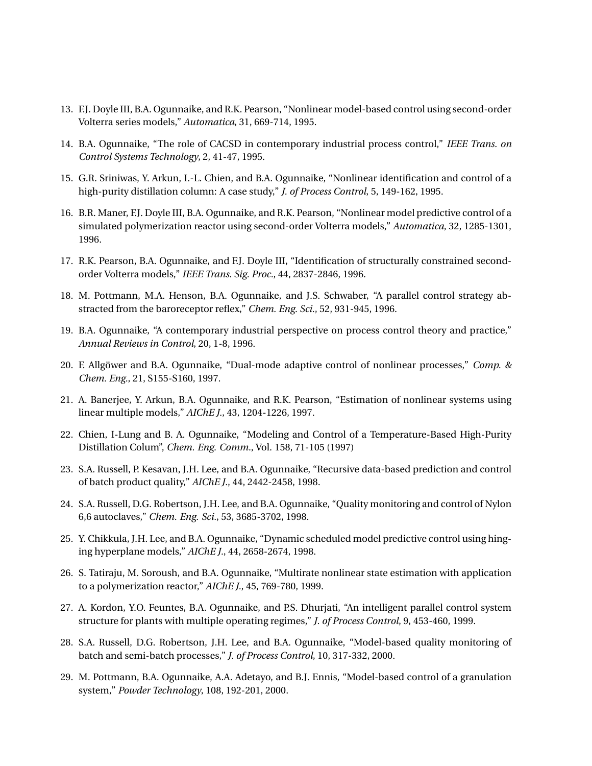13. F.J. Doyle III, B.A. Ogunnaike, and R.K. Pearson, "Nonlinear model-based control using second-order Volterra series models," *Automatica*, 31, 669-714, 1995.

14. B.A. Ogunnaike, "The role of CACSD in contemporary industrial process control," *IEEE Trans. on Control Systems Technology*, 2, 41-47, 1995.

15. G.R. Sriniwas, Y. Arkun, I.-L. Chien, and B.A. Ogunnaike, "Nonlinear identification and control of a high-purity distillation column: A case study," *J. of Process Control*, 5, 149-162, 1995.

16. B.R. Maner, F.J. Doyle III, B.A. Ogunnaike, and R.K. Pearson, "Nonlinear model predictive control of a simulated polymerization reactor using second-order Volterra models," *Automatica*, 32, 1285-1301, 1996.

17. R.K. Pearson, B.A. Ogunnaike, and F.J. Doyle III, "Identification of structurally constrained second-order Volterra models," *IEEE Trans. Sig. Proc.*, 44, 2837-2846, 1996.

18. M. Pottmann, M.A. Henson, B.A. Ogunnaike, and J.S. Schwaber, "A parallel control strategy abstracted from the baroreceptor reflex," *Chem. Eng. Sci.*, 52, 931-945, 1996.

19. B.A. Ogunnaike, "A contemporary industrial perspective on process control theory and practice," *Annual Reviews in Control*, 20, 1-8, 1996.

20. F. Allgöwer and B.A. Ogunnaike, "Dual-mode adaptive control of nonlinear processes," *Comp. & Chem. Eng.*, 21, S155-S160, 1997.

21. A. Banerjee, Y. Arkun, B.A. Ogunnaike, and R.K. Pearson, "Estimation of nonlinear systems using linear multiple models," *AIChE J.*, 43, 1204-1226, 1997.

22. Chien, I-Lung and B. A. Ogunnaike, "Modeling and Control of a Temperature-Based High-Purity Distillation Colum", *Chem. Eng. Comm.*, Vol. 158, 71-105 (1997)

23. S.A. Russell, P. Kesavan, J.H. Lee, and B.A. Ogunnaike, "Recursive data-based prediction and control of batch product quality," *AIChE J.*, 44, 2442-2458, 1998.

24. S.A. Russell, D.G. Robertson, J.H. Lee, and B.A. Ogunnaike, "Quality monitoring and control of Nylon 6,6 autoclaves," *Chem. Eng. Sci.*, 53, 3685-3702, 1998.

25. Y. Chikkula, J.H. Lee, and B.A. Ogunnaike, "Dynamic scheduled model predictive control using hinging hyperplane models," *AIChE J.*, 44, 2658-2674, 1998.

26. S. Tatiraju, M. Soroush, and B.A. Ogunnaike, "Multirate nonlinear state estimation with application to a polymerization reactor," *AIChE J.*, 45, 769-780, 1999.

27. A. Kordon, Y.O. Feuntes, B.A. Ogunnaike, and P.S. Dhurjati, "An intelligent parallel control system structure for plants with multiple operating regimes," *J. of Process Control*, 9, 453-460, 1999.

28. S.A. Russell, D.G. Robertson, J.H. Lee, and B.A. Ogunnaike, "Model-based quality monitoring of batch and semi-batch processes," *J. of Process Control*, 10, 317-332, 2000.

29. M. Pottmann, B.A. Ogunnaike, A.A. Adetayo, and B.J. Ennis, "Model-based control of a granulation system," *Powder Technology*, 108, 192-201, 2000.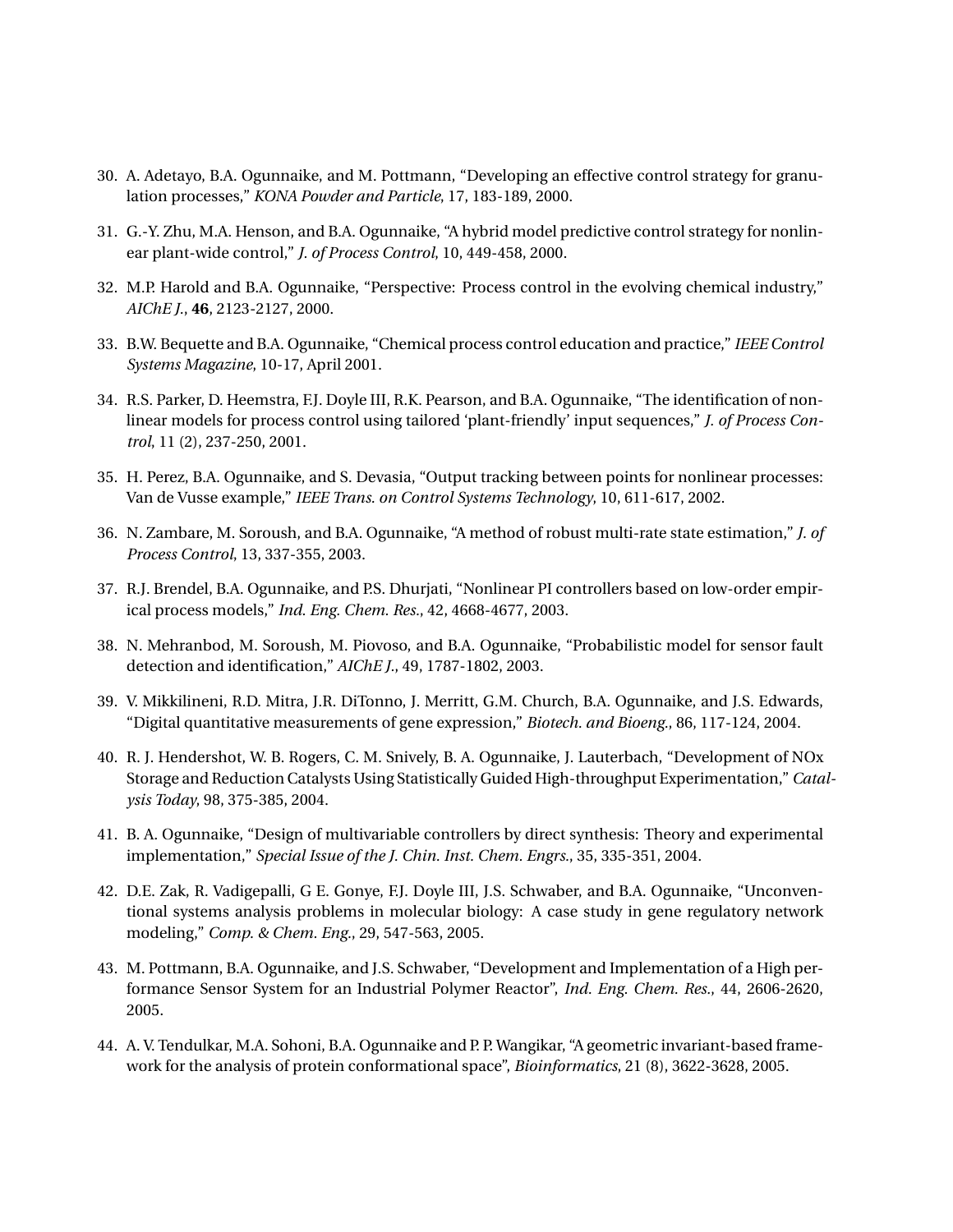30. A. Adetayo, B.A. Ogunnaike, and M. Pottmann, "Developing an effective control strategy for granulation processes," *KONA Powder and Particle*, 17, 183-189, 2000.

31. G.-Y. Zhu, M.A. Henson, and B.A. Ogunnaike, "A hybrid model predictive control strategy for nonlinear plant-wide control," *J. of Process Control*, 10, 449-458, 2000.

32. M.P. Harold and B.A. Ogunnaike, "Perspective: Process control in the evolving chemical industry," *AIChE J.*, **46**, 2123-2127, 2000.

33. B.W. Bequette and B.A. Ogunnaike, "Chemical process control education and practice," *IEEE Control Systems Magazine*, 10-17, April 2001.

34. R.S. Parker, D. Heemstra, F.J. Doyle III, R.K. Pearson, and B.A. Ogunnaike, "The identification of nonlinear models for process control using tailored 'plant-friendly' input sequences," *J. of Process Control*, 11 (2), 237-250, 2001.

35. H. Perez, B.A. Ogunnaike, and S. Devasia, "Output tracking between points for nonlinear processes: Van de Vusse example," *IEEE Trans. on Control Systems Technology*, 10, 611-617, 2002.

36. N. Zambare, M. Soroush, and B.A. Ogunnaike, "A method of robust multi-rate state estimation," *J. of Process Control*, 13, 337-355, 2003.

37. R.J. Brendel, B.A. Ogunnaike, and P.S. Dhurjati, "Nonlinear PI controllers based on low-order empirical process models," *Ind. Eng. Chem. Res.*, 42, 4668-4677, 2003.

38. N. Mehranbod, M. Soroush, M. Piovoso, and B.A. Ogunnaike, "Probabilistic model for sensor fault detection and identification," *AIChE J.*, 49, 1787-1802, 2003.

39. V. Mikkilineni, R.D. Mitra, J.R. DiTonno, J. Merritt, G.M. Church, B.A. Ogunnaike, and J.S. Edwards, "Digital quantitative measurements of gene expression," *Biotech. and Bioeng.*, 86, 117-124, 2004.

40. R. J. Hendershot, W. B. Rogers, C. M. Snively, B. A. Ogunnaike, J. Lauterbach, "Development of NOx Storage and Reduction Catalysts Using Statistically Guided High-throughput Experimentation," *Catalysis Today*, 98, 375-385, 2004.

41. B. A. Ogunnaike, "Design of multivariable controllers by direct synthesis: Theory and experimental implementation," *Special Issue of the J. Chin. Inst. Chem. Engrs.*, 35, 335-351, 2004.

42. D.E. Zak, R. Vadigepalli, G E. Gonye, F.J. Doyle III, J.S. Schwaber, and B.A. Ogunnaike, "Unconventional systems analysis problems in molecular biology: A case study in gene regulatory network modeling," *Comp. & Chem. Eng.*, 29, 547-563, 2005.

43. M. Pottmann, B.A. Ogunnaike, and J.S. Schwaber, "Development and Implementation of a High performance Sensor System for an Industrial Polymer Reactor", *Ind. Eng. Chem. Res.*, 44, 2606-2620, 2005.

44. A. V. Tendulkar, M.A. Sohoni, B.A. Ogunnaike and P. P. Wangikar, "A geometric invariant-based framework for the analysis of protein conformational space", *Bioinformatics*, 21 (8), 3622-3628, 2005.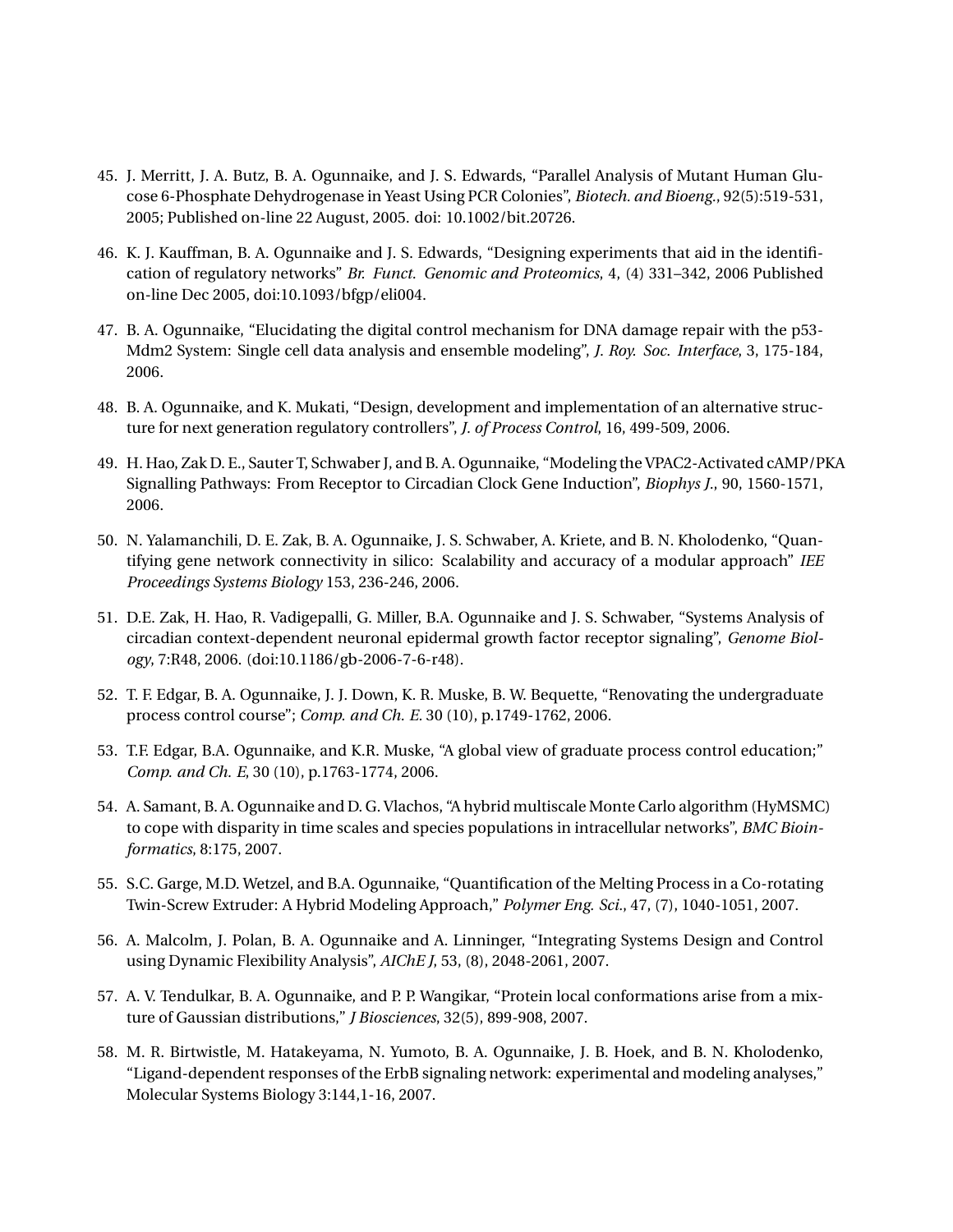45. J. Merritt, J. A. Butz, B. A. Ogunnaike, and J. S. Edwards, "Parallel Analysis of Mutant Human Glucose 6-Phosphate Dehydrogenase in Yeast Using PCR Colonies", *Biotech. and Bioeng.*, 92(5):519-531, 2005; Published on-line 22 August, 2005. doi: 10.1002/bit.20726.

46. K. J. Kauffman, B. A. Ogunnaike and J. S. Edwards, "Designing experiments that aid in the identification of regulatory networks" *Br. Funct. Genomic and Proteomics*, 4, (4) 331–342, 2006 Published on-line Dec 2005, doi:10.1093/bfgp/eli004.

47. B. A. Ogunnaike, "Elucidating the digital control mechanism for DNA damage repair with the p53-Mdm2 System: Single cell data analysis and ensemble modeling", *J. Roy. Soc. Interface*, 3, 175-184, 2006.

48. B. A. Ogunnaike, and K. Mukati, "Design, development and implementation of an alternative structure for next generation regulatory controllers", *J. of Process Control*, 16, 499-509, 2006.

49. H. Hao, Zak D. E., Sauter T, Schwaber J, and B. A. Ogunnaike, "Modeling the VPAC2-Activated cAMP/PKA Signalling Pathways: From Receptor to Circadian Clock Gene Induction", *Biophys J.*, 90, 1560-1571, 2006.

50. N. Yalamanchili, D. E. Zak, B. A. Ogunnaike, J. S. Schwaber, A. Kriete, and B. N. Kholodenko, "Quantifying gene network connectivity in silico: Scalability and accuracy of a modular approach" *IEE Proceedings Systems Biology* 153, 236-246, 2006.

51. D.E. Zak, H. Hao, R. Vadigepalli, G. Miller, B.A. Ogunnaike and J. S. Schwaber, "Systems Analysis of circadian context-dependent neuronal epidermal growth factor receptor signaling", *Genome Biology*, 7:R48, 2006. (doi:10.1186/gb-2006-7-6-r48).

52. T. F. Edgar, B. A. Ogunnaike, J. J. Down, K. R. Muske, B. W. Bequette, "Renovating the undergraduate process control course"; *Comp. and Ch. E.* 30 (10), p.1749-1762, 2006.

53. T.F. Edgar, B.A. Ogunnaike, and K.R. Muske, "A global view of graduate process control education;" *Comp. and Ch. E*, 30 (10), p.1763-1774, 2006.

54. A. Samant, B. A. Ogunnaike and D. G. Vlachos, "A hybrid multiscale Monte Carlo algorithm (HyMSMC) to cope with disparity in time scales and species populations in intracellular networks", *BMC Bioinformatics*, 8:175, 2007.

55. S.C. Garge, M.D. Wetzel, and B.A. Ogunnaike, "Quantification of the Melting Process in a Co-rotating Twin-Screw Extruder: A Hybrid Modeling Approach," *Polymer Eng. Sci.*, 47, (7), 1040-1051, 2007.

56. A. Malcolm, J. Polan, B. A. Ogunnaike and A. Linninger, "Integrating Systems Design and Control using Dynamic Flexibility Analysis", *AIChE J*, 53, (8), 2048-2061, 2007.

57. A. V. Tendulkar, B. A. Ogunnaike, and P. P. Wangikar, "Protein local conformations arise from a mixture of Gaussian distributions," *J Biosciences*, 32(5), 899-908, 2007.

58. M. R. Birtwistle, M. Hatakeyama, N. Yumoto, B. A. Ogunnaike, J. B. Hoek, and B. N. Kholodenko, "Ligand-dependent responses of the ErbB signaling network: experimental and modeling analyses," Molecular Systems Biology 3:144,1-16, 2007.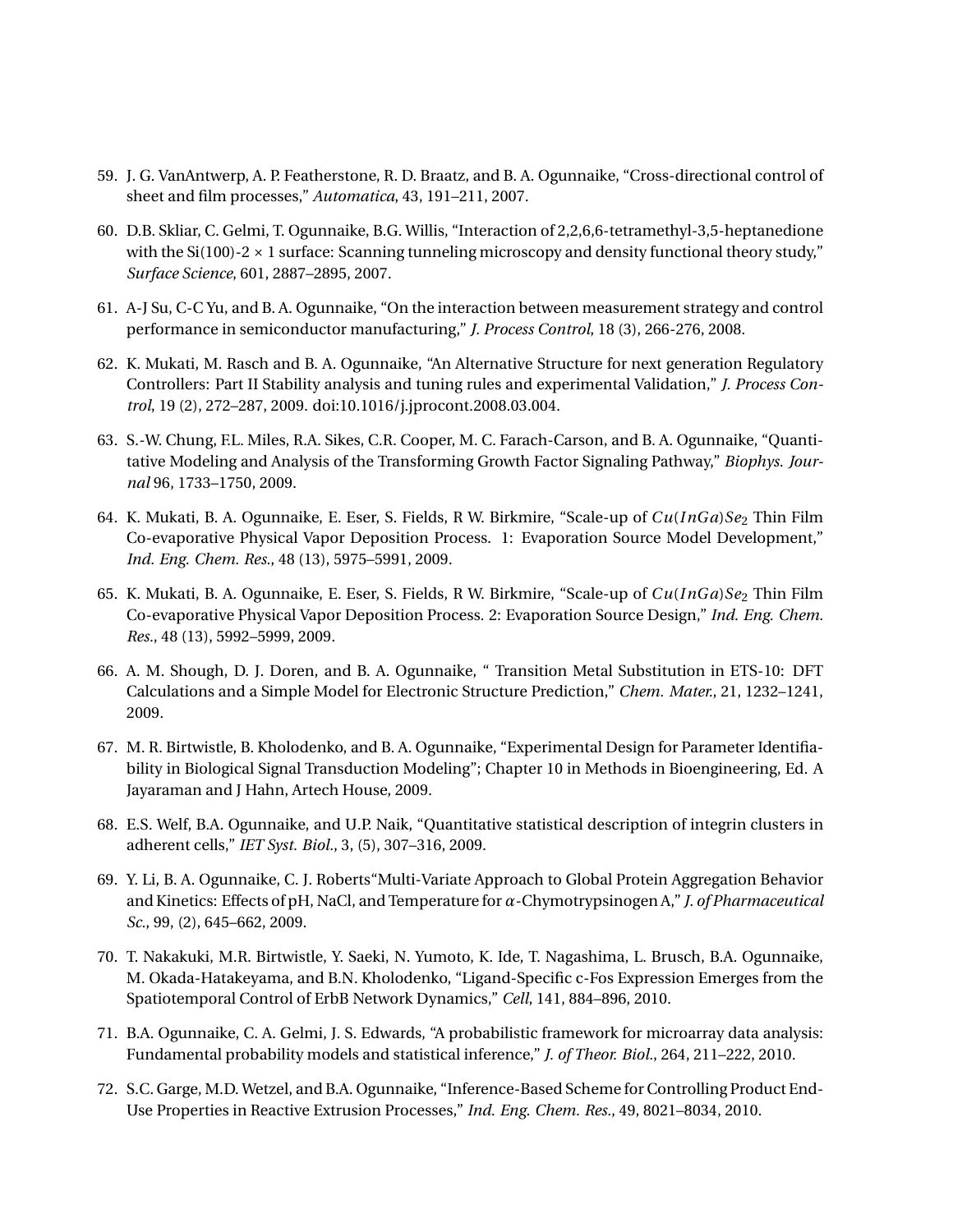59. J. G. VanAntwerp, A. P. Featherstone, R. D. Braatz, and B. A. Ogunnaike, "Cross-directional control of sheet and film processes," *Automatica*, 43, 191–211, 2007.

60. D.B. Skliar, C. Gelmi, T. Ogunnaike, B.G. Willis, "Interaction of 2,2,6,6-tetramethyl-3,5-heptanedione with the Si(100)-2 × 1 surface: Scanning tunneling microscopy and density functional theory study," *Surface Science*, 601, 2887–2895, 2007.

61. A-J Su, C-C Yu, and B. A. Ogunnaike, "On the interaction between measurement strategy and control performance in semiconductor manufacturing," *J. Process Control*, 18 (3), 266-276, 2008.

62. K. Mukati, M. Rasch and B. A. Ogunnaike, "An Alternative Structure for next generation Regulatory Controllers: Part II Stability analysis and tuning rules and experimental Validation," *J. Process Control*, 19 (2), 272–287, 2009. doi:10.1016/j.jprocont.2008.03.004.

63. S.-W. Chung, F.L. Miles, R.A. Sikes, C.R. Cooper, M. C. Farach-Carson, and B. A. Ogunnaike, "Quantitative Modeling and Analysis of the Transforming Growth Factor Signaling Pathway," *Biophys. Journal* 96, 1733–1750, 2009.

64. K. Mukati, B. A. Ogunnaike, E. Eser, S. Fields, R W. Birkmire, "Scale-up of $Cu(InGa)Se_2$ Thin Film Co-evaporative Physical Vapor Deposition Process. 1: Evaporation Source Model Development," *Ind. Eng. Chem. Res.*, 48 (13), 5975–5991, 2009.

65. K. Mukati, B. A. Ogunnaike, E. Eser, S. Fields, R W. Birkmire, "Scale-up of $Cu(InGa)Se_2$ Thin Film Co-evaporative Physical Vapor Deposition Process. 2: Evaporation Source Design," *Ind. Eng. Chem. Res.*, 48 (13), 5992–5999, 2009.

66. A. M. Shough, D. J. Doren, and B. A. Ogunnaike, " Transition Metal Substitution in ETS-10: DFT Calculations and a Simple Model for Electronic Structure Prediction," *Chem. Mater.*, 21, 1232–1241, 2009.

67. M. R. Birtwistle, B. Kholodenko, and B. A. Ogunnaike, "Experimental Design for Parameter Identifiability in Biological Signal Transduction Modeling"; Chapter 10 in Methods in Bioengineering, Ed. A Jayaraman and J Hahn, Artech House, 2009.

68. E.S. Welf, B.A. Ogunnaike, and U.P. Naik, "Quantitative statistical description of integrin clusters in adherent cells," *IET Syst. Biol.*, 3, (5), 307–316, 2009.

69. Y. Li, B. A. Ogunnaike, C. J. Roberts"Multi-Variate Approach to Global Protein Aggregation Behavior and Kinetics: Effects of pH, NaCl, and Temperature for $\alpha$-Chymotrypsinogen A," *J. of Pharmaceutical Sc.*, 99, (2), 645–662, 2009.

70. T. Nakakuki, M.R. Birtwistle, Y. Saeki, N. Yumoto, K. Ide, T. Nagashima, L. Brusch, B.A. Ogunnaike, M. Okada-Hatakeyama, and B.N. Kholodenko, "Ligand-Specific c-Fos Expression Emerges from the Spatiotemporal Control of ErbB Network Dynamics," *Cell*, 141, 884–896, 2010.

71. B.A. Ogunnaike, C. A. Gelmi, J. S. Edwards, "A probabilistic framework for microarray data analysis: Fundamental probability models and statistical inference," *J. of Theor. Biol.*, 264, 211–222, 2010.

72. S.C. Garge, M.D. Wetzel, and B.A. Ogunnaike, "Inference-Based Scheme for Controlling Product End-Use Properties in Reactive Extrusion Processes," *Ind. Eng. Chem. Res.*, 49, 8021–8034, 2010.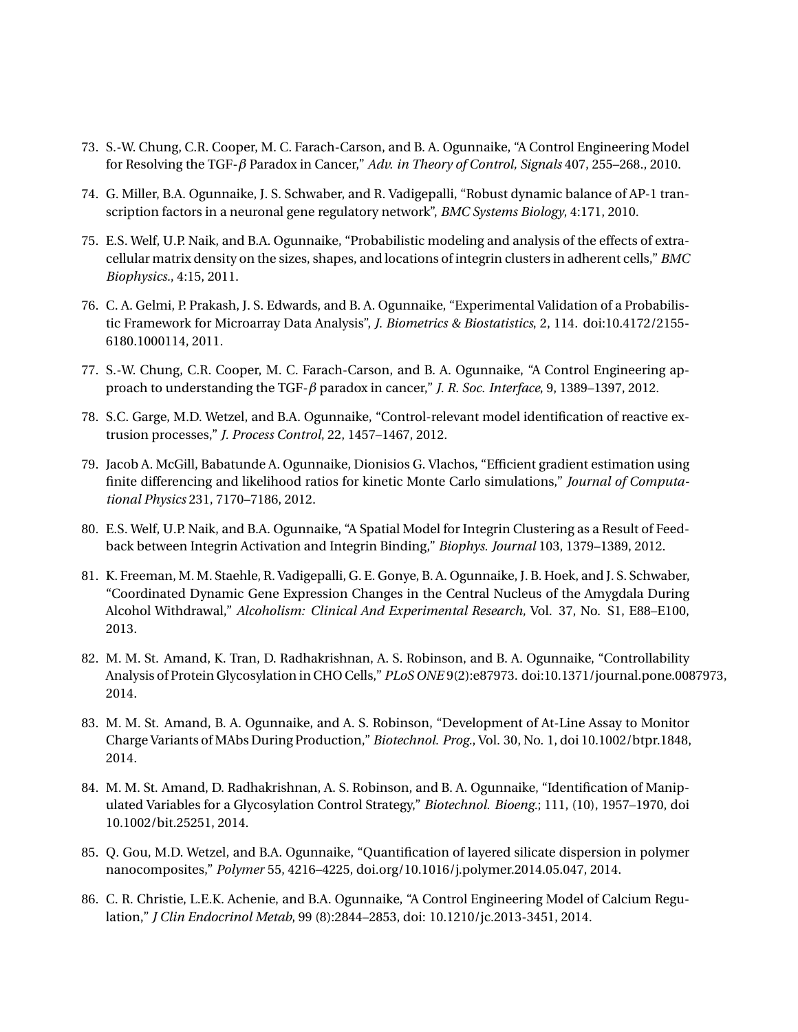73. S.-W. Chung, C.R. Cooper, M. C. Farach-Carson, and B. A. Ogunnaike, "A Control Engineering Model for Resolving the TGF-$\beta$ Paradox in Cancer," *Adv. in Theory of Control, Signals* 407, 255–268., 2010.

74. G. Miller, B.A. Ogunnaike, J. S. Schwaber, and R. Vadigepalli, "Robust dynamic balance of AP-1 transcription factors in a neuronal gene regulatory network", *BMC Systems Biology*, 4:171, 2010.

75. E.S. Welf, U.P. Naik, and B.A. Ogunnaike, "Probabilistic modeling and analysis of the effects of extracellular matrix density on the sizes, shapes, and locations of integrin clusters in adherent cells," *BMC Biophysics.*, 4:15, 2011.

76. C. A. Gelmi, P. Prakash, J. S. Edwards, and B. A. Ogunnaike, "Experimental Validation of a Probabilistic Framework for Microarray Data Analysis", *J. Biometrics & Biostatistics*, 2, 114. doi:10.4172/2155-6180.1000114, 2011.

77. S.-W. Chung, C.R. Cooper, M. C. Farach-Carson, and B. A. Ogunnaike, "A Control Engineering approach to understanding the TGF-$\beta$ paradox in cancer," *J. R. Soc. Interface*, 9, 1389–1397, 2012.

78. S.C. Garge, M.D. Wetzel, and B.A. Ogunnaike, "Control-relevant model identification of reactive extrusion processes," *J. Process Control*, 22, 1457–1467, 2012.

79. Jacob A. McGill, Babatunde A. Ogunnaike, Dionisios G. Vlachos, "Efficient gradient estimation using finite differencing and likelihood ratios for kinetic Monte Carlo simulations," *Journal of Computational Physics* 231, 7170–7186, 2012.

80. E.S. Welf, U.P. Naik, and B.A. Ogunnaike, "A Spatial Model for Integrin Clustering as a Result of Feedback between Integrin Activation and Integrin Binding," *Biophys. Journal* 103, 1379–1389, 2012.

81. K. Freeman, M. M. Staehle, R. Vadigepalli, G. E. Gonye, B. A. Ogunnaike, J. B. Hoek, and J. S. Schwaber, "Coordinated Dynamic Gene Expression Changes in the Central Nucleus of the Amygdala During Alcohol Withdrawal," *Alcoholism: Clinical And Experimental Research*, Vol. 37, No. S1, E88–E100, 2013.

82. M. M. St. Amand, K. Tran, D. Radhakrishnan, A. S. Robinson, and B. A. Ogunnaike, "Controllability Analysis of Protein Glycosylation in CHO Cells," *PLoS ONE* 9(2):e87973. doi:10.1371/journal.pone.0087973, 2014.

83. M. M. St. Amand, B. A. Ogunnaike, and A. S. Robinson, "Development of At-Line Assay to Monitor Charge Variants of MAbs During Production," *Biotechnol. Prog.*, Vol. 30, No. 1, doi 10.1002/btpr.1848, 2014.

84. M. M. St. Amand, D. Radhakrishnan, A. S. Robinson, and B. A. Ogunnaike, "Identification of Manipulated Variables for a Glycosylation Control Strategy," *Biotechnol. Bioeng.*; 111, (10), 1957–1970, doi 10.1002/bit.25251, 2014.

85. Q. Gou, M.D. Wetzel, and B.A. Ogunnaike, "Quantification of layered silicate dispersion in polymer nanocomposites," *Polymer* 55, 4216–4225, doi.org/10.1016/j.polymer.2014.05.047, 2014.

86. C. R. Christie, L.E.K. Achenie, and B.A. Ogunnaike, "A Control Engineering Model of Calcium Regulation," *J Clin Endocrinol Metab*, 99 (8):2844–2853, doi: 10.1210/jc.2013-3451, 2014.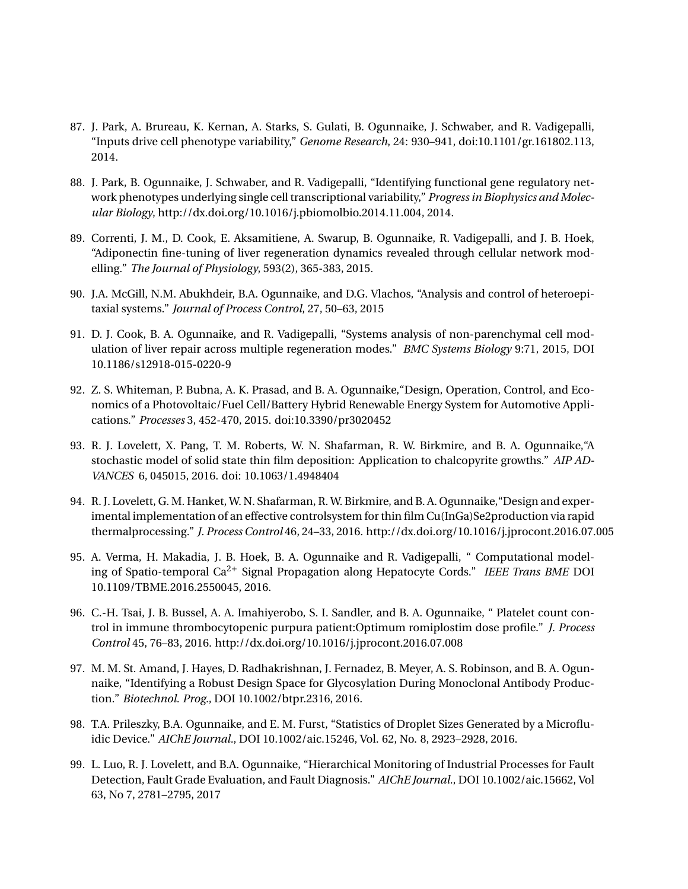87. J. Park, A. Brureau, K. Kernan, A. Starks, S. Gulati, B. Ogunnaike, J. Schwaber, and R. Vadigepalli, "Inputs drive cell phenotype variability," *Genome Research*, 24: 930–941, doi:10.1101/gr.161802.113, 2014.

88. J. Park, B. Ogunnaike, J. Schwaber, and R. Vadigepalli, "Identifying functional gene regulatory network phenotypes underlying single cell transcriptional variability," *Progress in Biophysics and Molecular Biology*, http://dx.doi.org/10.1016/j.pbiomolbio.2014.11.004, 2014.

89. Correnti, J. M., D. Cook, E. Aksamitiene, A. Swarup, B. Ogunnaike, R. Vadigepalli, and J. B. Hoek, "Adiponectin fine-tuning of liver regeneration dynamics revealed through cellular network modelling." *The Journal of Physiology*, 593(2), 365-383, 2015.

90. J.A. McGill, N.M. Abukhdeir, B.A. Ogunnaike, and D.G. Vlachos, "Analysis and control of heteroepitaxial systems." *Journal of Process Control*, 27, 50–63, 2015

91. D. J. Cook, B. A. Ogunnaike, and R. Vadigepalli, "Systems analysis of non-parenchymal cell modulation of liver repair across multiple regeneration modes." *BMC Systems Biology* 9:71, 2015, DOI 10.1186/s12918-015-0220-9

92. Z. S. Whiteman, P. Bubna, A. K. Prasad, and B. A. Ogunnaike,"Design, Operation, Control, and Economics of a Photovoltaic/Fuel Cell/Battery Hybrid Renewable Energy System for Automotive Applications." *Processes* 3, 452-470, 2015. doi:10.3390/pr3020452

93. R. J. Lovelett, X. Pang, T. M. Roberts, W. N. Shafarman, R. W. Birkmire, and B. A. Ogunnaike,"A stochastic model of solid state thin film deposition: Application to chalcopyrite growths." *AIP ADVANCES* 6, 045015, 2016. doi: 10.1063/1.4948404

94. R. J. Lovelett, G. M. Hanket, W. N. Shafarman, R. W. Birkmire, and B. A. Ogunnaike,"Design and experimental implementation of an effective controlsystem for thin film Cu(InGa)Se2production via rapid thermalprocessing." *J. Process Control* 46, 24–33, 2016. http://dx.doi.org/10.1016/j.jprocont.2016.07.005

95. A. Verma, H. Makadia, J. B. Hoek, B. A. Ogunnaike and R. Vadigepalli, " Computational modeling of Spatio-temporal $Ca^{2+}$ Signal Propagation along Hepatocyte Cords." *IEEE Trans BME* DOI 10.1109/TBME.2016.2550045, 2016.

96. C.-H. Tsai, J. B. Bussel, A. A. Imahiyerobo, S. I. Sandler, and B. A. Ogunnaike, " Platelet count control in immune thrombocytopenic purpura patient:Optimum romiplostim dose profile." *J. Process Control* 45, 76–83, 2016. http://dx.doi.org/10.1016/j.jprocont.2016.07.008

97. M. M. St. Amand, J. Hayes, D. Radhakrishnan, J. Fernadez, B. Meyer, A. S. Robinson, and B. A. Ogunnaike, "Identifying a Robust Design Space for Glycosylation During Monoclonal Antibody Production." *Biotechnol. Prog.*, DOI 10.1002/btpr.2316, 2016.

98. T.A. Prileszky, B.A. Ogunnaike, and E. M. Furst, "Statistics of Droplet Sizes Generated by a Microfluidic Device." *AIChE Journal.*, DOI 10.1002/aic.15246, Vol. 62, No. 8, 2923–2928, 2016.

99. L. Luo, R. J. Lovelett, and B.A. Ogunnaike, "Hierarchical Monitoring of Industrial Processes for Fault Detection, Fault Grade Evaluation, and Fault Diagnosis." *AIChE Journal.*, DOI 10.1002/aic.15662, Vol 63, No 7, 2781–2795, 2017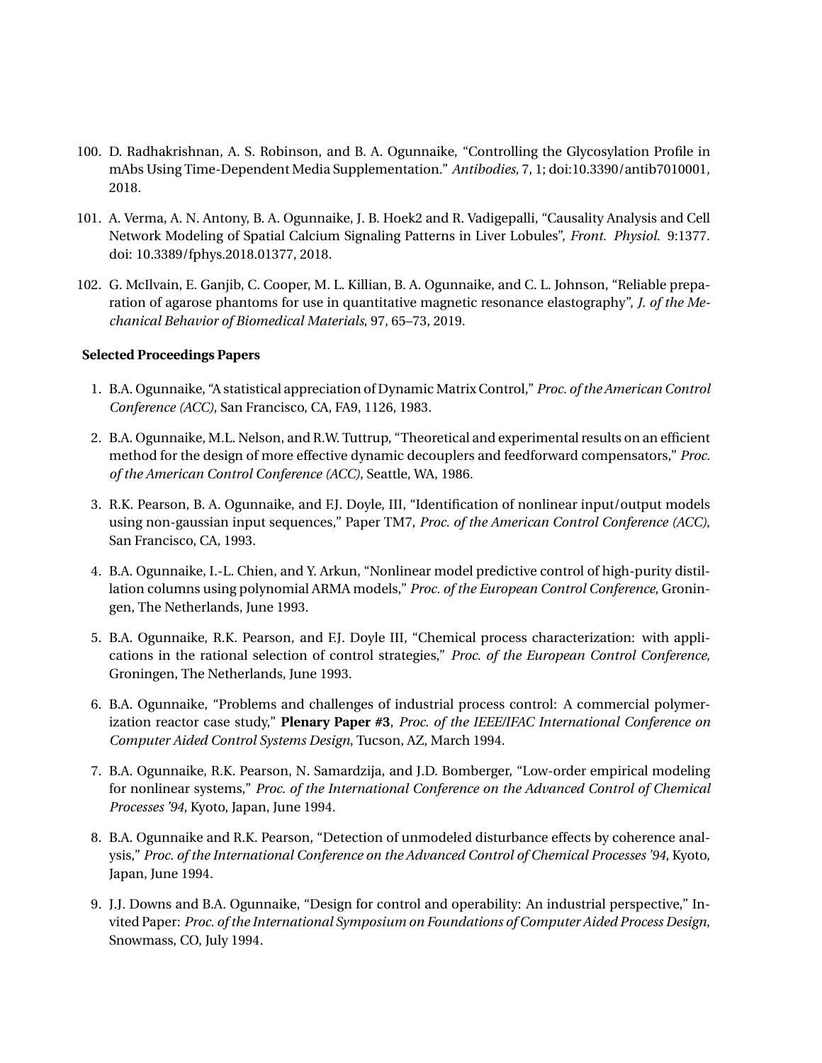100. D. Radhakrishnan, A. S. Robinson, and B. A. Ogunnaike, "Controlling the Glycosylation Profile in mAbs Using Time-Dependent Media Supplementation." *Antibodies*, 7, 1; doi:10.3390/antib7010001, 2018.

101. A. Verma, A. N. Antony, B. A. Ogunnaike, J. B. Hoek2 and R. Vadigepalli, "Causality Analysis and Cell Network Modeling of Spatial Calcium Signaling Patterns in Liver Lobules", *Front. Physiol.* 9:1377. doi: 10.3389/fphys.2018.01377, 2018.

102. G. McIlvain, E. Ganjib, C. Cooper, M. L. Killian, B. A. Ogunnaike, and C. L. Johnson, "Reliable preparation of agarose phantoms for use in quantitative magnetic resonance elastography", *J. of the Mechanical Behavior of Biomedical Materials*, 97, 65–73, 2019.

**Selected Proceedings Papers**

1. B.A. Ogunnaike, "A statistical appreciation of Dynamic Matrix Control," *Proc. of the American Control Conference (ACC)*, San Francisco, CA, FA9, 1126, 1983.

2. B.A. Ogunnaike, M.L. Nelson, and R.W. Tuttrup, "Theoretical and experimental results on an efficient method for the design of more effective dynamic decouplers and feedforward compensators," *Proc. of the American Control Conference (ACC)*, Seattle, WA, 1986.

3. R.K. Pearson, B. A. Ogunnaike, and F.J. Doyle, III, "Identification of nonlinear input/output models using non-gaussian input sequences," Paper TM7, *Proc. of the American Control Conference (ACC)*, San Francisco, CA, 1993.

4. B.A. Ogunnaike, I.-L. Chien, and Y. Arkun, "Nonlinear model predictive control of high-purity distillation columns using polynomial ARMA models," *Proc. of the European Control Conference*, Groningen, The Netherlands, June 1993.

5. B.A. Ogunnaike, R.K. Pearson, and F.J. Doyle III, "Chemical process characterization: with applications in the rational selection of control strategies," *Proc. of the European Control Conference*, Groningen, The Netherlands, June 1993.

6. B.A. Ogunnaike, "Problems and challenges of industrial process control: A commercial polymerization reactor case study," **Plenary Paper #3**, *Proc. of the IEEE/IFAC International Conference on Computer Aided Control Systems Design*, Tucson, AZ, March 1994.

7. B.A. Ogunnaike, R.K. Pearson, N. Samardzija, and J.D. Bomberger, "Low-order empirical modeling for nonlinear systems," *Proc. of the International Conference on the Advanced Control of Chemical Processes '94*, Kyoto, Japan, June 1994.

8. B.A. Ogunnaike and R.K. Pearson, "Detection of unmodeled disturbance effects by coherence analysis," *Proc. of the International Conference on the Advanced Control of Chemical Processes '94*, Kyoto, Japan, June 1994.

9. J.J. Downs and B.A. Ogunnaike, "Design for control and operability: An industrial perspective," Invited Paper: *Proc. of the International Symposium on Foundations of Computer Aided Process Design*, Snowmass, CO, July 1994.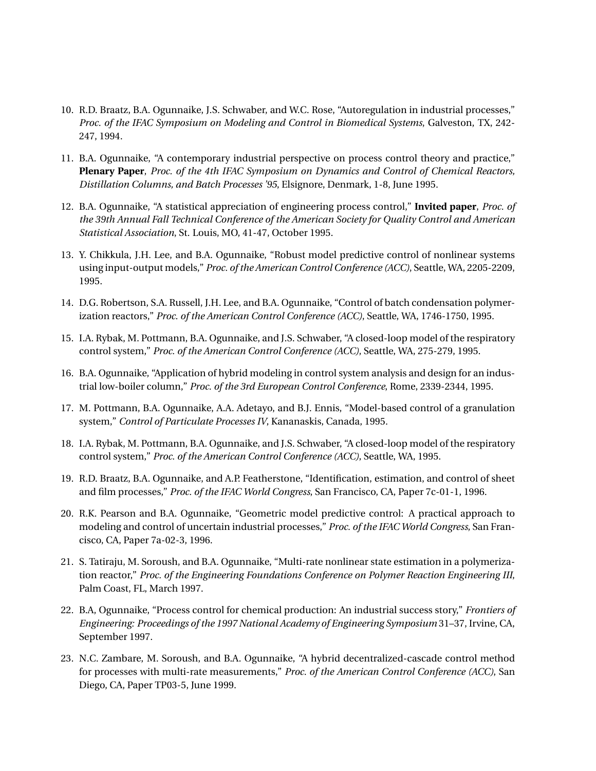10. R.D. Braatz, B.A. Ogunnaike, J.S. Schwaber, and W.C. Rose, "Autoregulation in industrial processes," *Proc. of the IFAC Symposium on Modeling and Control in Biomedical Systems*, Galveston, TX, 242-247, 1994.

11. B.A. Ogunnaike, "A contemporary industrial perspective on process control theory and practice," **Plenary Paper**, *Proc. of the 4th IFAC Symposium on Dynamics and Control of Chemical Reactors, Distillation Columns, and Batch Processes '95*, Elsignore, Denmark, 1-8, June 1995.

12. B.A. Ogunnaike, "A statistical appreciation of engineering process control," **Invited paper**, *Proc. of the 39th Annual Fall Technical Conference of the American Society for Quality Control and American Statistical Association*, St. Louis, MO, 41-47, October 1995.

13. Y. Chikkula, J.H. Lee, and B.A. Ogunnaike, "Robust model predictive control of nonlinear systems using input-output models," *Proc. of the American Control Conference (ACC)*, Seattle, WA, 2205-2209, 1995.

14. D.G. Robertson, S.A. Russell, J.H. Lee, and B.A. Ogunnaike, "Control of batch condensation polymerization reactors," *Proc. of the American Control Conference (ACC)*, Seattle, WA, 1746-1750, 1995.

15. I.A. Rybak, M. Pottmann, B.A. Ogunnaike, and J.S. Schwaber, "A closed-loop model of the respiratory control system," *Proc. of the American Control Conference (ACC)*, Seattle, WA, 275-279, 1995.

16. B.A. Ogunnaike, "Application of hybrid modeling in control system analysis and design for an industrial low-boiler column," *Proc. of the 3rd European Control Conference*, Rome, 2339-2344, 1995.

17. M. Pottmann, B.A. Ogunnaike, A.A. Adetayo, and B.J. Ennis, "Model-based control of a granulation system," *Control of Particulate Processes IV*, Kananaskis, Canada, 1995.

18. I.A. Rybak, M. Pottmann, B.A. Ogunnaike, and J.S. Schwaber, "A closed-loop model of the respiratory control system," *Proc. of the American Control Conference (ACC)*, Seattle, WA, 1995.

19. R.D. Braatz, B.A. Ogunnaike, and A.P. Featherstone, "Identification, estimation, and control of sheet and film processes," *Proc. of the IFAC World Congress*, San Francisco, CA, Paper 7c-01-1, 1996.

20. R.K. Pearson and B.A. Ogunnaike, "Geometric model predictive control: A practical approach to modeling and control of uncertain industrial processes," *Proc. of the IFAC World Congress*, San Francisco, CA, Paper 7a-02-3, 1996.

21. S. Tatiraju, M. Soroush, and B.A. Ogunnaike, "Multi-rate nonlinear state estimation in a polymerization reactor," *Proc. of the Engineering Foundations Conference on Polymer Reaction Engineering III*, Palm Coast, FL, March 1997.

22. B.A, Ogunnaike, "Process control for chemical production: An industrial success story," *Frontiers of Engineering: Proceedings of the 1997 National Academy of Engineering Symposium* 31–37, Irvine, CA, September 1997.

23. N.C. Zambare, M. Soroush, and B.A. Ogunnaike, "A hybrid decentralized-cascade control method for processes with multi-rate measurements," *Proc. of the American Control Conference (ACC)*, San Diego, CA, Paper TP03-5, June 1999.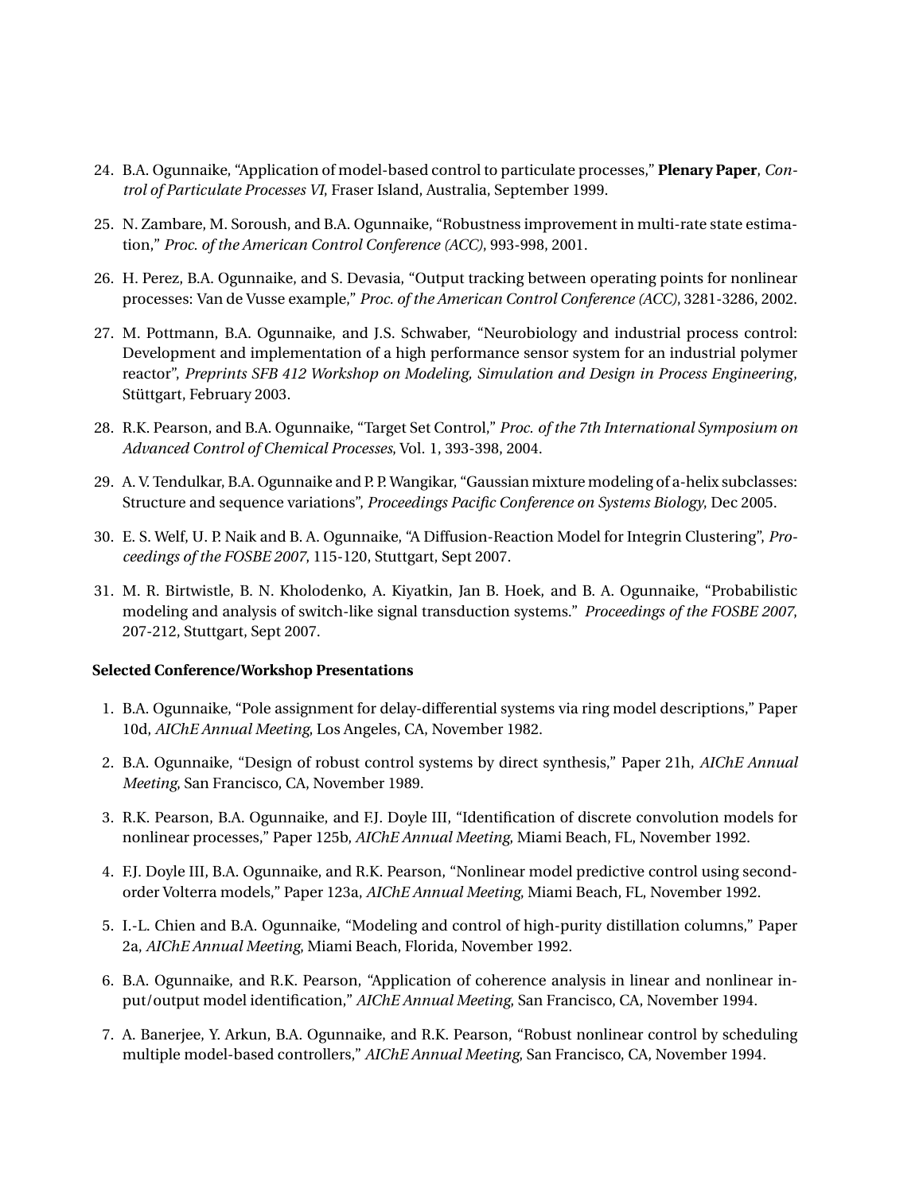24. B.A. Ogunnaike, "Application of model-based control to particulate processes," **Plenary Paper**, *Control of Particulate Processes VI*, Fraser Island, Australia, September 1999.

25. N. Zambare, M. Soroush, and B.A. Ogunnaike, "Robustness improvement in multi-rate state estimation," *Proc. of the American Control Conference (ACC)*, 993-998, 2001.

26. H. Perez, B.A. Ogunnaike, and S. Devasia, "Output tracking between operating points for nonlinear processes: Van de Vusse example," *Proc. of the American Control Conference (ACC)*, 3281-3286, 2002.

27. M. Pottmann, B.A. Ogunnaike, and J.S. Schwaber, "Neurobiology and industrial process control: Development and implementation of a high performance sensor system for an industrial polymer reactor", *Preprints SFB 412 Workshop on Modeling, Simulation and Design in Process Engineering*, Stüttgart, February 2003.

28. R.K. Pearson, and B.A. Ogunnaike, "Target Set Control," *Proc. of the 7th International Symposium on Advanced Control of Chemical Processes*, Vol. 1, 393-398, 2004.

29. A. V. Tendulkar, B.A. Ogunnaike and P. P. Wangikar, "Gaussian mixture modeling of a-helix subclasses: Structure and sequence variations", *Proceedings Pacific Conference on Systems Biology*, Dec 2005.

30. E. S. Welf, U. P. Naik and B. A. Ogunnaike, "A Diffusion-Reaction Model for Integrin Clustering", *Proceedings of the FOSBE 2007*, 115-120, Stuttgart, Sept 2007.

31. M. R. Birtwistle, B. N. Kholodenko, A. Kiyatkin, Jan B. Hoek, and B. A. Ogunnaike, "Probabilistic modeling and analysis of switch-like signal transduction systems." *Proceedings of the FOSBE 2007*, 207-212, Stuttgart, Sept 2007.

**Selected Conference/Workshop Presentations**

1. B.A. Ogunnaike, "Pole assignment for delay-differential systems via ring model descriptions," Paper 10d, *AIChE Annual Meeting*, Los Angeles, CA, November 1982.

2. B.A. Ogunnaike, "Design of robust control systems by direct synthesis," Paper 21h, *AIChE Annual Meeting*, San Francisco, CA, November 1989.

3. R.K. Pearson, B.A. Ogunnaike, and F.J. Doyle III, "Identification of discrete convolution models for nonlinear processes," Paper 125b, *AIChE Annual Meeting*, Miami Beach, FL, November 1992.

4. F.J. Doyle III, B.A. Ogunnaike, and R.K. Pearson, "Nonlinear model predictive control using second-order Volterra models," Paper 123a, *AIChE Annual Meeting*, Miami Beach, FL, November 1992.

5. I.-L. Chien and B.A. Ogunnaike, "Modeling and control of high-purity distillation columns," Paper 2a, *AIChE Annual Meeting*, Miami Beach, Florida, November 1992.

6. B.A. Ogunnaike, and R.K. Pearson, "Application of coherence analysis in linear and nonlinear input/output model identification," *AIChE Annual Meeting*, San Francisco, CA, November 1994.

7. A. Banerjee, Y. Arkun, B.A. Ogunnaike, and R.K. Pearson, "Robust nonlinear control by scheduling multiple model-based controllers," *AIChE Annual Meeting*, San Francisco, CA, November 1994.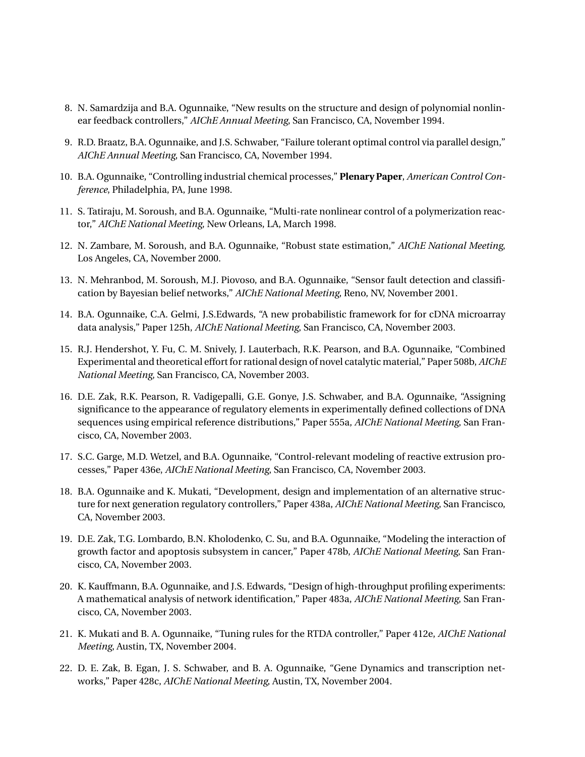8. N. Samardzija and B.A. Ogunnaike, “New results on the structure and design of polynomial nonlinear feedback controllers,” *AIChE Annual Meeting*, San Francisco, CA, November 1994.
9. R.D. Braatz, B.A. Ogunnaike, and J.S. Schwaber, “Failure tolerant optimal control via parallel design,” *AIChE Annual Meeting*, San Francisco, CA, November 1994.
10. B.A. Ogunnaike, “Controlling industrial chemical processes,” **Plenary Paper**, *American Control Conference*, Philadelphia, PA, June 1998.
11. S. Tatiraju, M. Soroush, and B.A. Ogunnaike, “Multi-rate nonlinear control of a polymerization reactor,” *AIChE National Meeting*, New Orleans, LA, March 1998.
12. N. Zambare, M. Soroush, and B.A. Ogunnaike, “Robust state estimation,” *AIChE National Meeting*, Los Angeles, CA, November 2000.
13. N. Mehranbod, M. Soroush, M.J. Piovoso, and B.A. Ogunnaike, “Sensor fault detection and classification by Bayesian belief networks,” *AIChE National Meeting*, Reno, NV, November 2001.
14. B.A. Ogunnaike, C.A. Gelmi, J.S.Edwards, “A new probabilistic framework for for cDNA microarray data analysis,” Paper 125h, *AIChE National Meeting*, San Francisco, CA, November 2003.
15. R.J. Hendershot, Y. Fu, C. M. Snively, J. Lauterbach, R.K. Pearson, and B.A. Ogunnaike, “Combined Experimental and theoretical effort for rational design of novel catalytic material,” Paper 508b, *AIChE National Meeting*, San Francisco, CA, November 2003.
16. D.E. Zak, R.K. Pearson, R. Vadigepalli, G.E. Gonye, J.S. Schwaber, and B.A. Ogunnaike, “Assigning significance to the appearance of regulatory elements in experimentally defined collections of DNA sequences using empirical reference distributions,” Paper 555a, *AIChE National Meeting*, San Francisco, CA, November 2003.
17. S.C. Garge, M.D. Wetzel, and B.A. Ogunnaike, “Control-relevant modeling of reactive extrusion processes,” Paper 436e, *AIChE National Meeting*, San Francisco, CA, November 2003.
18. B.A. Ogunnaike and K. Mukati, “Development, design and implementation of an alternative structure for next generation regulatory controllers,” Paper 438a, *AIChE National Meeting*, San Francisco, CA, November 2003.
19. D.E. Zak, T.G. Lombardo, B.N. Kholodenko, C. Su, and B.A. Ogunnaike, “Modeling the interaction of growth factor and apoptosis subsystem in cancer,” Paper 478b, *AIChE National Meeting*, San Francisco, CA, November 2003.
20. K. Kauffmann, B.A. Ogunnaike, and J.S. Edwards, “Design of high-throughput profiling experiments: A mathematical analysis of network identification,” Paper 483a, *AIChE National Meeting*, San Francisco, CA, November 2003.
21. K. Mukati and B. A. Ogunnaike, “Tuning rules for the RTDA controller,” Paper 412e, *AIChE National Meeting*, Austin, TX, November 2004.
22. D. E. Zak, B. Egan, J. S. Schwaber, and B. A. Ogunnaike, “Gene Dynamics and transcription networks,” Paper 428c, *AIChE National Meeting*, Austin, TX, November 2004.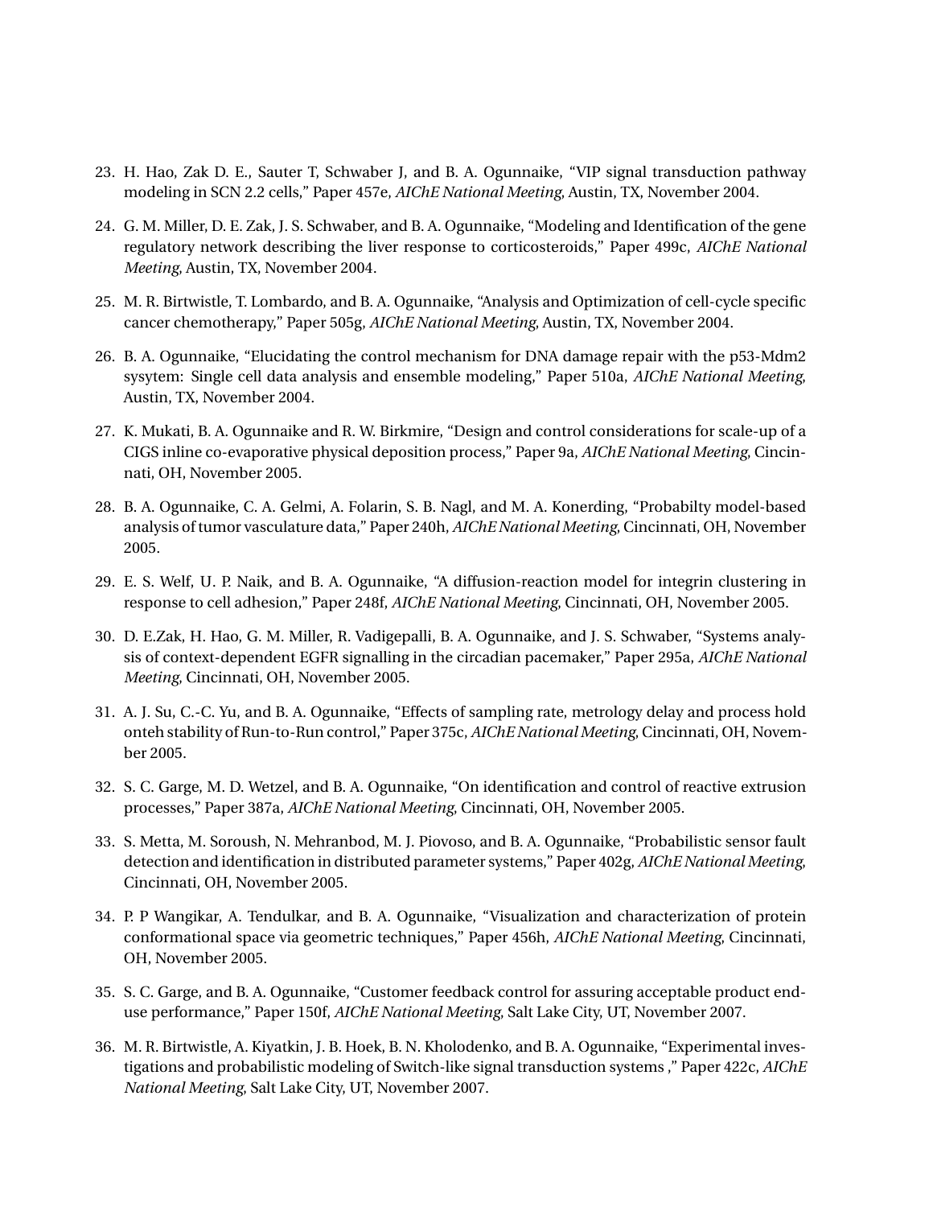23. H. Hao, Zak D. E., Sauter T, Schwaber J, and B. A. Ogunnaike, "VIP signal transduction pathway modeling in SCN 2.2 cells," Paper 457e, *AIChE National Meeting*, Austin, TX, November 2004.

24. G. M. Miller, D. E. Zak, J. S. Schwaber, and B. A. Ogunnaike, "Modeling and Identification of the gene regulatory network describing the liver response to corticosteroids," Paper 499c, *AIChE National Meeting*, Austin, TX, November 2004.

25. M. R. Birtwistle, T. Lombardo, and B. A. Ogunnaike, "Analysis and Optimization of cell-cycle specific cancer chemotherapy," Paper 505g, *AIChE National Meeting*, Austin, TX, November 2004.

26. B. A. Ogunnaike, "Elucidating the control mechanism for DNA damage repair with the p53-Mdm2 sysytem: Single cell data analysis and ensemble modeling," Paper 510a, *AIChE National Meeting*, Austin, TX, November 2004.

27. K. Mukati, B. A. Ogunnaike and R. W. Birkmire, "Design and control considerations for scale-up of a CIGS inline co-evaporative physical deposition process," Paper 9a, *AIChE National Meeting*, Cincinnati, OH, November 2005.

28. B. A. Ogunnaike, C. A. Gelmi, A. Folarin, S. B. Nagl, and M. A. Konerding, "Probabilty model-based analysis of tumor vasculature data," Paper 240h, *AIChE National Meeting*, Cincinnati, OH, November 2005.

29. E. S. Welf, U. P. Naik, and B. A. Ogunnaike, "A diffusion-reaction model for integrin clustering in response to cell adhesion," Paper 248f, *AIChE National Meeting*, Cincinnati, OH, November 2005.

30. D. E.Zak, H. Hao, G. M. Miller, R. Vadigepalli, B. A. Ogunnaike, and J. S. Schwaber, "Systems analysis of context-dependent EGFR signalling in the circadian pacemaker," Paper 295a, *AIChE National Meeting*, Cincinnati, OH, November 2005.

31. A. J. Su, C.-C. Yu, and B. A. Ogunnaike, "Effects of sampling rate, metrology delay and process hold onteh stability of Run-to-Run control," Paper 375c, *AIChE National Meeting*, Cincinnati, OH, November 2005.

32. S. C. Garge, M. D. Wetzel, and B. A. Ogunnaike, "On identification and control of reactive extrusion processes," Paper 387a, *AIChE National Meeting*, Cincinnati, OH, November 2005.

33. S. Metta, M. Soroush, N. Mehranbod, M. J. Piovoso, and B. A. Ogunnaike, "Probabilistic sensor fault detection and identification in distributed parameter systems," Paper 402g, *AIChE National Meeting*, Cincinnati, OH, November 2005.

34. P. P Wangikar, A. Tendulkar, and B. A. Ogunnaike, "Visualization and characterization of protein conformational space via geometric techniques," Paper 456h, *AIChE National Meeting*, Cincinnati, OH, November 2005.

35. S. C. Garge, and B. A. Ogunnaike, "Customer feedback control for assuring acceptable product end-use performance," Paper 150f, *AIChE National Meeting*, Salt Lake City, UT, November 2007.

36. M. R. Birtwistle, A. Kiyatkin, J. B. Hoek, B. N. Kholodenko, and B. A. Ogunnaike, "Experimental investigations and probabilistic modeling of Switch-like signal transduction systems ," Paper 422c, *AIChE National Meeting*, Salt Lake City, UT, November 2007.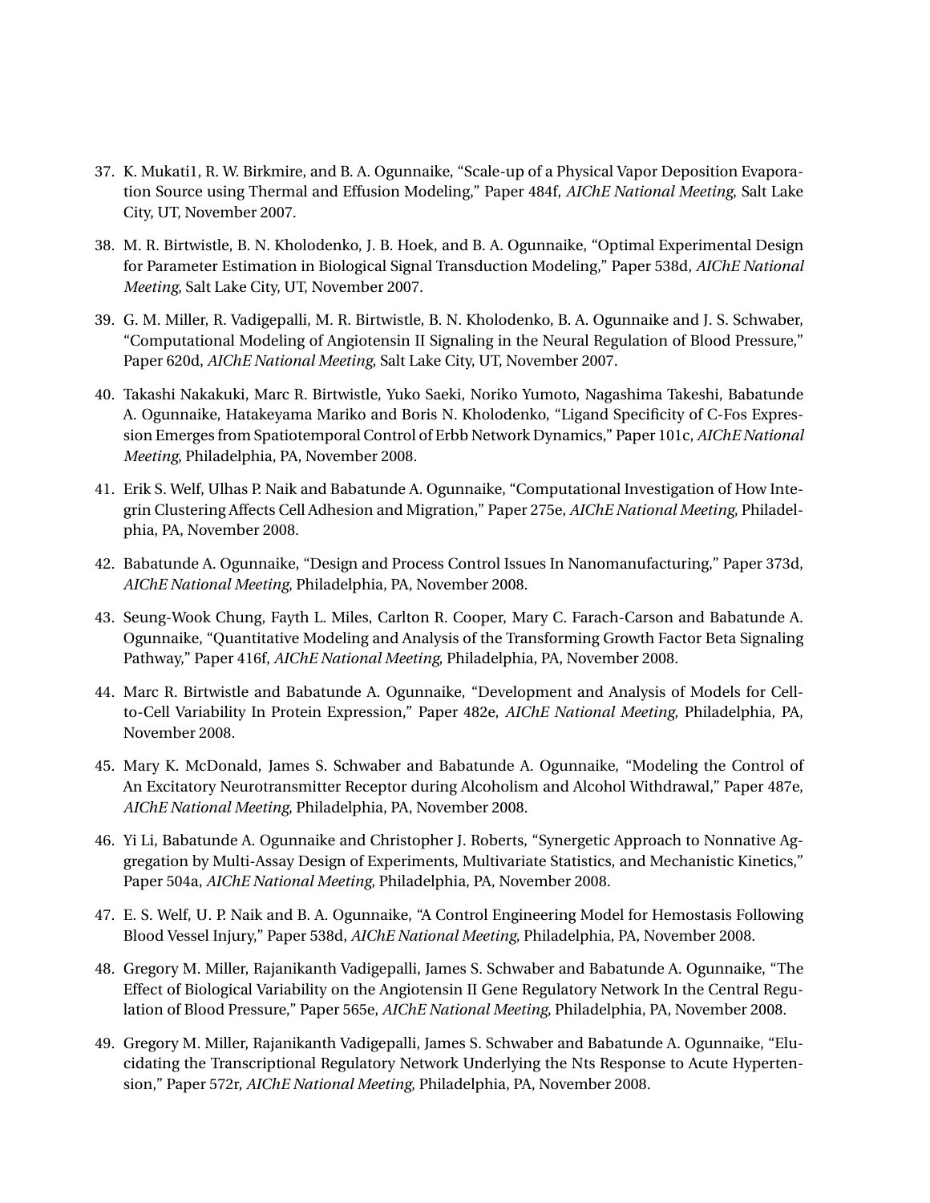37. K. Mukati1, R. W. Birkmire, and B. A. Ogunnaike, “Scale-up of a Physical Vapor Deposition Evaporation Source using Thermal and Effusion Modeling,” Paper 484f, *AIChE National Meeting*, Salt Lake City, UT, November 2007.

38. M. R. Birtwistle, B. N. Kholodenko, J. B. Hoek, and B. A. Ogunnaike, “Optimal Experimental Design for Parameter Estimation in Biological Signal Transduction Modeling,” Paper 538d, *AIChE National Meeting*, Salt Lake City, UT, November 2007.

39. G. M. Miller, R. Vadigepalli, M. R. Birtwistle, B. N. Kholodenko, B. A. Ogunnaike and J. S. Schwaber, “Computational Modeling of Angiotensin II Signaling in the Neural Regulation of Blood Pressure,” Paper 620d, *AIChE National Meeting*, Salt Lake City, UT, November 2007.

40. Takashi Nakakuki, Marc R. Birtwistle, Yuko Saeki, Noriko Yumoto, Nagashima Takeshi, Babatunde A. Ogunnaike, Hatakeyama Mariko and Boris N. Kholodenko, “Ligand Specificity of C-Fos Expression Emerges from Spatiotemporal Control of Erbb Network Dynamics,” Paper 101c, *AIChE National Meeting*, Philadelphia, PA, November 2008.

41. Erik S. Welf, Ulhas P. Naik and Babatunde A. Ogunnaike, “Computational Investigation of How Integrin Clustering Affects Cell Adhesion and Migration,” Paper 275e, *AIChE National Meeting*, Philadelphia, PA, November 2008.

42. Babatunde A. Ogunnaike, “Design and Process Control Issues In Nanomanufacturing,” Paper 373d, *AIChE National Meeting*, Philadelphia, PA, November 2008.

43. Seung-Wook Chung, Fayth L. Miles, Carlton R. Cooper, Mary C. Farach-Carson and Babatunde A. Ogunnaike, “Quantitative Modeling and Analysis of the Transforming Growth Factor Beta Signaling Pathway,” Paper 416f, *AIChE National Meeting*, Philadelphia, PA, November 2008.

44. Marc R. Birtwistle and Babatunde A. Ogunnaike, “Development and Analysis of Models for Cell-to-Cell Variability In Protein Expression,” Paper 482e, *AIChE National Meeting*, Philadelphia, PA, November 2008.

45. Mary K. McDonald, James S. Schwaber and Babatunde A. Ogunnaike, “Modeling the Control of An Excitatory Neurotransmitter Receptor during Alcoholism and Alcohol Withdrawal,” Paper 487e, *AIChE National Meeting*, Philadelphia, PA, November 2008.

46. Yi Li, Babatunde A. Ogunnaike and Christopher J. Roberts, “Synergetic Approach to Nonnative Aggregation by Multi-Assay Design of Experiments, Multivariate Statistics, and Mechanistic Kinetics,” Paper 504a, *AIChE National Meeting*, Philadelphia, PA, November 2008.

47. E. S. Welf, U. P. Naik and B. A. Ogunnaike, “A Control Engineering Model for Hemostasis Following Blood Vessel Injury,” Paper 538d, *AIChE National Meeting*, Philadelphia, PA, November 2008.

48. Gregory M. Miller, Rajanikanth Vadigepalli, James S. Schwaber and Babatunde A. Ogunnaike, “The Effect of Biological Variability on the Angiotensin II Gene Regulatory Network In the Central Regulation of Blood Pressure,” Paper 565e, *AIChE National Meeting*, Philadelphia, PA, November 2008.

49. Gregory M. Miller, Rajanikanth Vadigepalli, James S. Schwaber and Babatunde A. Ogunnaike, “Elucidating the Transcriptional Regulatory Network Underlying the Nts Response to Acute Hypertension,” Paper 572r, *AIChE National Meeting*, Philadelphia, PA, November 2008.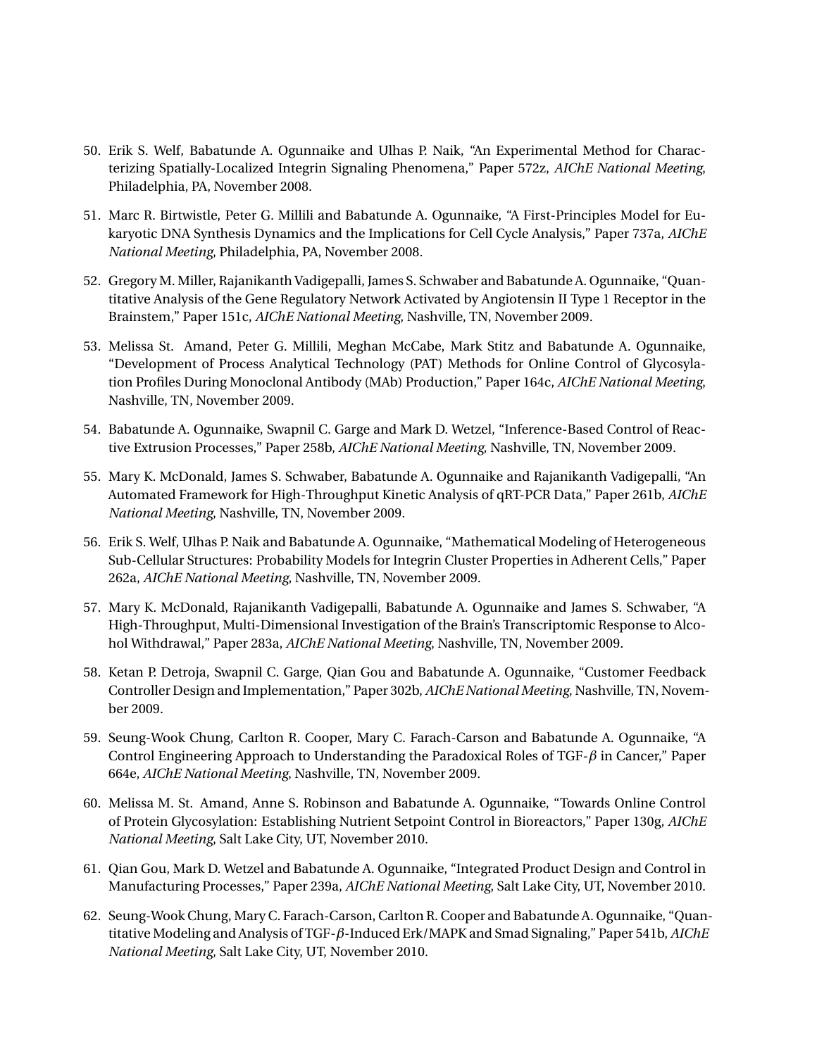50. Erik S. Welf, Babatunde A. Ogunnaike and Ulhas P. Naik, "An Experimental Method for Characterizing Spatially-Localized Integrin Signaling Phenomena," Paper 572z, *AIChE National Meeting*, Philadelphia, PA, November 2008.

51. Marc R. Birtwistle, Peter G. Millili and Babatunde A. Ogunnaike, "A First-Principles Model for Eukaryotic DNA Synthesis Dynamics and the Implications for Cell Cycle Analysis," Paper 737a, *AIChE National Meeting*, Philadelphia, PA, November 2008.

52. Gregory M. Miller, Rajanikanth Vadigepalli, James S. Schwaber and Babatunde A. Ogunnaike, "Quantitative Analysis of the Gene Regulatory Network Activated by Angiotensin II Type 1 Receptor in the Brainstem," Paper 151c, *AIChE National Meeting*, Nashville, TN, November 2009.

53. Melissa St. Amand, Peter G. Millili, Meghan McCabe, Mark Stitz and Babatunde A. Ogunnaike, "Development of Process Analytical Technology (PAT) Methods for Online Control of Glycosylation Profiles During Monoclonal Antibody (MAb) Production," Paper 164c, *AIChE National Meeting*, Nashville, TN, November 2009.

54. Babatunde A. Ogunnaike, Swapnil C. Garge and Mark D. Wetzel, "Inference-Based Control of Reactive Extrusion Processes," Paper 258b, *AIChE National Meeting*, Nashville, TN, November 2009.

55. Mary K. McDonald, James S. Schwaber, Babatunde A. Ogunnaike and Rajanikanth Vadigepalli, "An Automated Framework for High-Throughput Kinetic Analysis of qRT-PCR Data," Paper 261b, *AIChE National Meeting*, Nashville, TN, November 2009.

56. Erik S. Welf, Ulhas P. Naik and Babatunde A. Ogunnaike, "Mathematical Modeling of Heterogeneous Sub-Cellular Structures: Probability Models for Integrin Cluster Properties in Adherent Cells," Paper 262a, *AIChE National Meeting*, Nashville, TN, November 2009.

57. Mary K. McDonald, Rajanikanth Vadigepalli, Babatunde A. Ogunnaike and James S. Schwaber, "A High-Throughput, Multi-Dimensional Investigation of the Brain's Transcriptomic Response to Alcohol Withdrawal," Paper 283a, *AIChE National Meeting*, Nashville, TN, November 2009.

58. Ketan P. Detroja, Swapnil C. Garge, Qian Gou and Babatunde A. Ogunnaike, "Customer Feedback Controller Design and Implementation," Paper 302b, *AIChE National Meeting*, Nashville, TN, November 2009.

59. Seung-Wook Chung, Carlton R. Cooper, Mary C. Farach-Carson and Babatunde A. Ogunnaike, "A Control Engineering Approach to Understanding the Paradoxical Roles of TGF-$\beta$ in Cancer," Paper 664e, *AIChE National Meeting*, Nashville, TN, November 2009.

60. Melissa M. St. Amand, Anne S. Robinson and Babatunde A. Ogunnaike, "Towards Online Control of Protein Glycosylation: Establishing Nutrient Setpoint Control in Bioreactors," Paper 130g, *AIChE National Meeting*, Salt Lake City, UT, November 2010.

61. Qian Gou, Mark D. Wetzel and Babatunde A. Ogunnaike, "Integrated Product Design and Control in Manufacturing Processes," Paper 239a, *AIChE National Meeting*, Salt Lake City, UT, November 2010.

62. Seung-Wook Chung, Mary C. Farach-Carson, Carlton R. Cooper and Babatunde A. Ogunnaike, "Quantitative Modeling and Analysis of TGF-$\beta$-Induced Erk/MAPK and Smad Signaling," Paper 541b, *AIChE National Meeting*, Salt Lake City, UT, November 2010.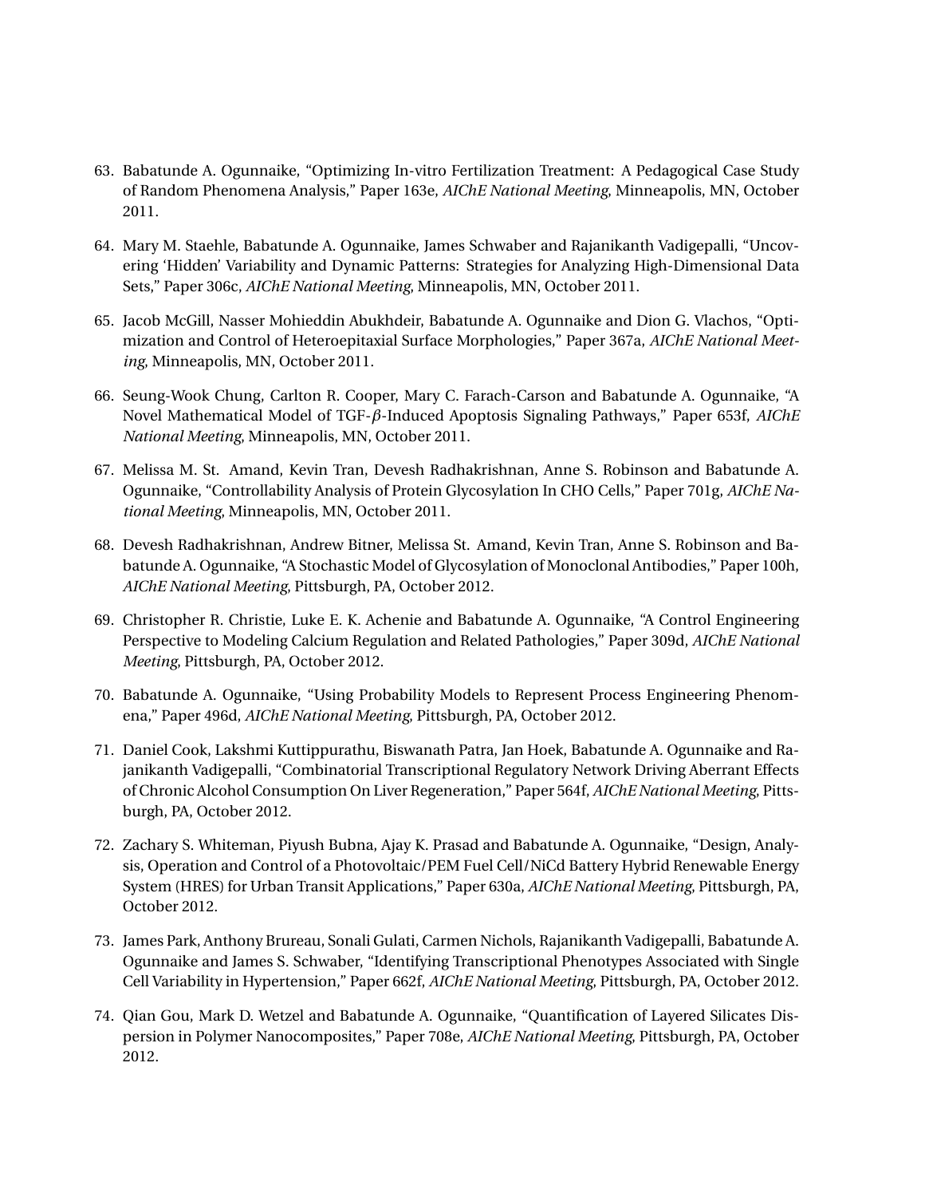63. Babatunde A. Ogunnaike, “Optimizing In-vitro Fertilization Treatment: A Pedagogical Case Study of Random Phenomena Analysis,” Paper 163e, *AIChE National Meeting*, Minneapolis, MN, October 2011.

64. Mary M. Staehle, Babatunde A. Ogunnaike, James Schwaber and Rajanikanth Vadigepalli, “Uncovering ‘Hidden’ Variability and Dynamic Patterns: Strategies for Analyzing High-Dimensional Data Sets,” Paper 306c, *AIChE National Meeting*, Minneapolis, MN, October 2011.

65. Jacob McGill, Nasser Mohieddin Abukhdeir, Babatunde A. Ogunnaike and Dion G. Vlachos, “Optimization and Control of Heteroepitaxial Surface Morphologies,” Paper 367a, *AIChE National Meeting*, Minneapolis, MN, October 2011.

66. Seung-Wook Chung, Carlton R. Cooper, Mary C. Farach-Carson and Babatunde A. Ogunnaike, “A Novel Mathematical Model of TGF-$\beta$-Induced Apoptosis Signaling Pathways,” Paper 653f, *AIChE National Meeting*, Minneapolis, MN, October 2011.

67. Melissa M. St. Amand, Kevin Tran, Devesh Radhakrishnan, Anne S. Robinson and Babatunde A. Ogunnaike, “Controllability Analysis of Protein Glycosylation In CHO Cells,” Paper 701g, *AIChE National Meeting*, Minneapolis, MN, October 2011.

68. Devesh Radhakrishnan, Andrew Bitner, Melissa St. Amand, Kevin Tran, Anne S. Robinson and Babatunde A. Ogunnaike, “A Stochastic Model of Glycosylation of Monoclonal Antibodies,” Paper 100h, *AIChE National Meeting*, Pittsburgh, PA, October 2012.

69. Christopher R. Christie, Luke E. K. Achenie and Babatunde A. Ogunnaike, “A Control Engineering Perspective to Modeling Calcium Regulation and Related Pathologies,” Paper 309d, *AIChE National Meeting*, Pittsburgh, PA, October 2012.

70. Babatunde A. Ogunnaike, “Using Probability Models to Represent Process Engineering Phenomena,” Paper 496d, *AIChE National Meeting*, Pittsburgh, PA, October 2012.

71. Daniel Cook, Lakshmi Kuttippurathu, Biswanath Patra, Jan Hoek, Babatunde A. Ogunnaike and Rajanikanth Vadigepalli, “Combinatorial Transcriptional Regulatory Network Driving Aberrant Effects of Chronic Alcohol Consumption On Liver Regeneration,” Paper 564f, *AIChE National Meeting*, Pittsburgh, PA, October 2012.

72. Zachary S. Whiteman, Piyush Bubna, Ajay K. Prasad and Babatunde A. Ogunnaike, “Design, Analysis, Operation and Control of a Photovoltaic/PEM Fuel Cell/NiCd Battery Hybrid Renewable Energy System (HRES) for Urban Transit Applications,” Paper 630a, *AIChE National Meeting*, Pittsburgh, PA, October 2012.

73. James Park, Anthony Brureau, Sonali Gulati, Carmen Nichols, Rajanikanth Vadigepalli, Babatunde A. Ogunnaike and James S. Schwaber, “Identifying Transcriptional Phenotypes Associated with Single Cell Variability in Hypertension,” Paper 662f, *AIChE National Meeting*, Pittsburgh, PA, October 2012.

74. Qian Gou, Mark D. Wetzel and Babatunde A. Ogunnaike, “Quantification of Layered Silicates Dispersion in Polymer Nanocomposites,” Paper 708e, *AIChE National Meeting*, Pittsburgh, PA, October 2012.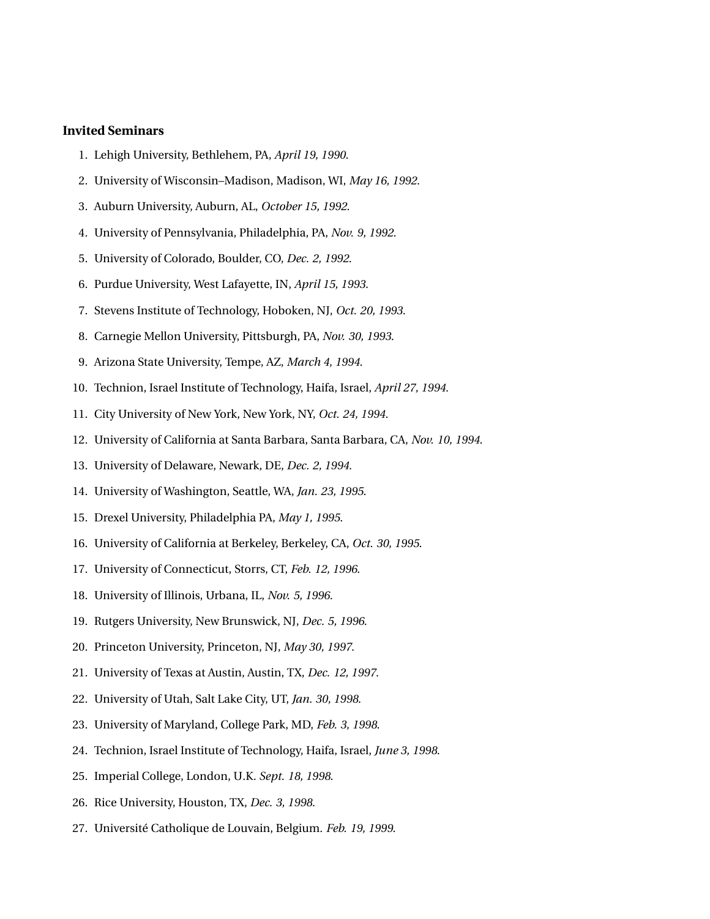### Invited Seminars

1. Lehigh University, Bethlehem, PA, *April 19, 1990*.
2. University of Wisconsin–Madison, Madison, WI, *May 16, 1992*.
3. Auburn University, Auburn, AL, *October 15, 1992*.
4. University of Pennsylvania, Philadelphia, PA, *Nov. 9, 1992*.
5. University of Colorado, Boulder, CO, *Dec. 2, 1992*.
6. Purdue University, West Lafayette, IN, *April 15, 1993*.
7. Stevens Institute of Technology, Hoboken, NJ, *Oct. 20, 1993*.
8. Carnegie Mellon University, Pittsburgh, PA, *Nov. 30, 1993*.
9. Arizona State University, Tempe, AZ, *March 4, 1994*.
10. Technion, Israel Institute of Technology, Haifa, Israel, *April 27, 1994*.
11. City University of New York, New York, NY, *Oct. 24, 1994*.
12. University of California at Santa Barbara, Santa Barbara, CA, *Nov. 10, 1994*.
13. University of Delaware, Newark, DE, *Dec. 2, 1994*.
14. University of Washington, Seattle, WA, *Jan. 23, 1995*.
15. Drexel University, Philadelphia PA, *May 1, 1995*.
16. University of California at Berkeley, Berkeley, CA, *Oct. 30, 1995*.
17. University of Connecticut, Storrs, CT, *Feb. 12, 1996*.
18. University of Illinois, Urbana, IL, *Nov. 5, 1996*.
19. Rutgers University, New Brunswick, NJ, *Dec. 5, 1996*.
20. Princeton University, Princeton, NJ, *May 30, 1997*.
21. University of Texas at Austin, Austin, TX, *Dec. 12, 1997*.
22. University of Utah, Salt Lake City, UT, *Jan. 30, 1998*.
23. University of Maryland, College Park, MD, *Feb. 3, 1998*.
24. Technion, Israel Institute of Technology, Haifa, Israel, *June 3, 1998*.
25. Imperial College, London, U.K. *Sept. 18, 1998*.
26. Rice University, Houston, TX, *Dec. 3, 1998*.
27. Université Catholique de Louvain, Belgium. *Feb. 19, 1999*.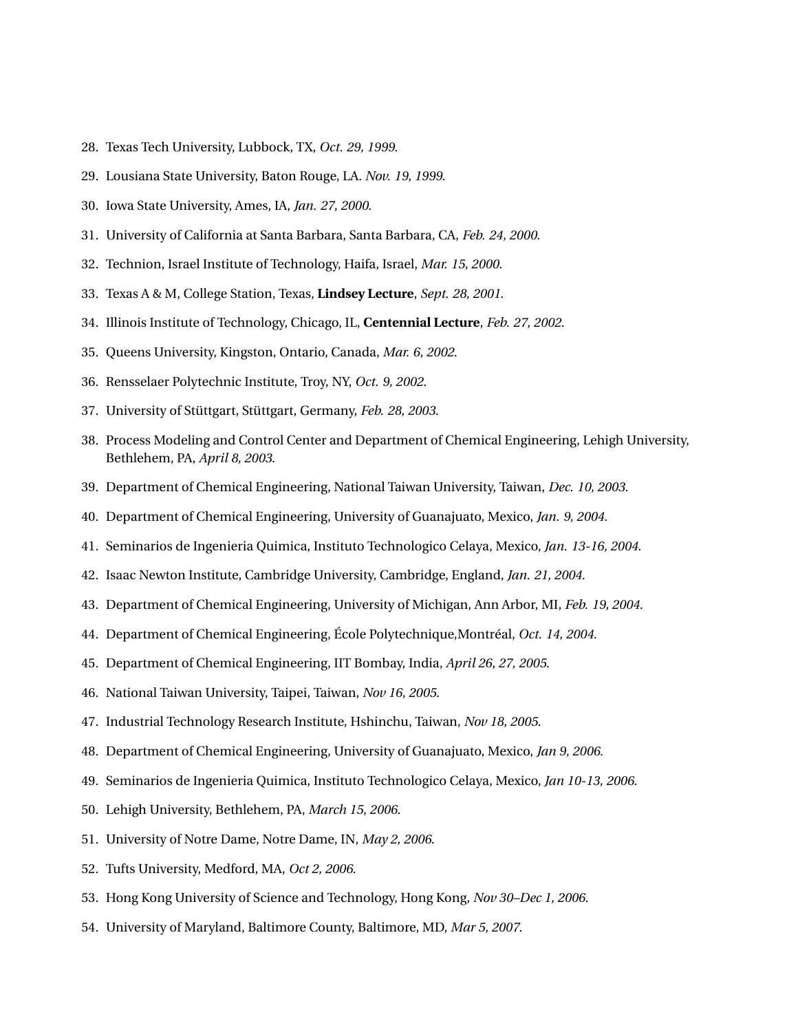28. Texas Tech University, Lubbock, TX, *Oct. 29, 1999*.
29. Lousiana State University, Baton Rouge, LA. *Nov. 19, 1999*.
30. Iowa State University, Ames, IA, *Jan. 27, 2000*.
31. University of California at Santa Barbara, Santa Barbara, CA, *Feb. 24, 2000*.
32. Technion, Israel Institute of Technology, Haifa, Israel, *Mar. 15, 2000*.
33. Texas A & M, College Station, Texas, **Lindsey Lecture**, *Sept. 28, 2001*.
34. Illinois Institute of Technology, Chicago, IL, **Centennial Lecture**, *Feb. 27, 2002*.
35. Queens University, Kingston, Ontario, Canada, *Mar. 6, 2002*.
36. Rensselaer Polytechnic Institute, Troy, NY, *Oct. 9, 2002*.
37. University of Stüttgart, Stüttgart, Germany, *Feb. 28, 2003*.
38. Process Modeling and Control Center and Department of Chemical Engineering, Lehigh University, Bethlehem, PA, *April 8, 2003*.
39. Department of Chemical Engineering, National Taiwan University, Taiwan, *Dec. 10, 2003*.
40. Department of Chemical Engineering, University of Guanajuato, Mexico, *Jan. 9, 2004*.
41. Seminarios de Ingenieria Quimica, Instituto Technologico Celaya, Mexico, *Jan. 13-16, 2004*.
42. Isaac Newton Institute, Cambridge University, Cambridge, England, *Jan. 21, 2004*.
43. Department of Chemical Engineering, University of Michigan, Ann Arbor, MI, *Feb. 19, 2004*.
44. Department of Chemical Engineering, École Polytechnique,Montréal, *Oct. 14, 2004*.
45. Department of Chemical Engineering, IIT Bombay, India, *April 26, 27, 2005*.
46. National Taiwan University, Taipei, Taiwan, *Nov 16, 2005*.
47. Industrial Technology Research Institute, Hshinchu, Taiwan, *Nov 18, 2005*.
48. Department of Chemical Engineering, University of Guanajuato, Mexico, *Jan 9, 2006*.
49. Seminarios de Ingenieria Quimica, Instituto Technologico Celaya, Mexico, *Jan 10-13, 2006*.
50. Lehigh University, Bethlehem, PA, *March 15, 2006*.
51. University of Notre Dame, Notre Dame, IN, *May 2, 2006*.
52. Tufts University, Medford, MA, *Oct 2, 2006*.
53. Hong Kong University of Science and Technology, Hong Kong, *Nov 30–Dec 1, 2006*.
54. University of Maryland, Baltimore County, Baltimore, MD, *Mar 5, 2007*.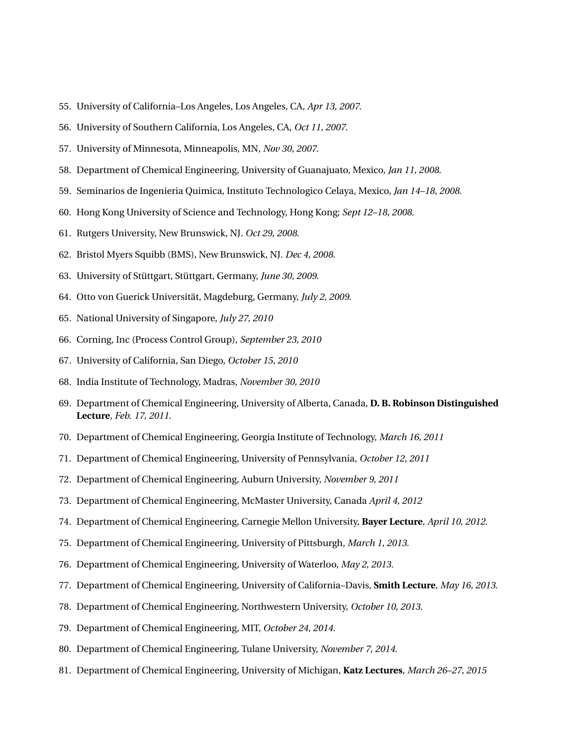55. University of California–Los Angeles, Los Angeles, CA, *Apr 13, 2007*.
56. University of Southern California, Los Angeles, CA, *Oct 11, 2007*.
57. University of Minnesota, Minneapolis, MN, *Nov 30, 2007*.
58. Department of Chemical Engineering, University of Guanajuato, Mexico, *Jan 11, 2008*.
59. Seminarios de Ingenieria Quimica, Instituto Technologico Celaya, Mexico, *Jan 14–18, 2008*.
60. Hong Kong University of Science and Technology, Hong Kong; *Sept 12–18, 2008*.
61. Rutgers University, New Brunswick, NJ. *Oct 29, 2008*.
62. Bristol Myers Squibb (BMS), New Brunswick, NJ. *Dec 4, 2008*.
63. University of Stüttgart, Stüttgart, Germany, *June 30, 2009*.
64. Otto von Guerick Universität, Magdeburg, Germany, *July 2, 2009*.
65. National University of Singapore, *July 27, 2010*
66. Corning, Inc (Process Control Group), *September 23, 2010*
67. University of California, San Diego, *October 15, 2010*
68. India Institute of Technology, Madras, *November 30, 2010*
69. Department of Chemical Engineering, University of Alberta, Canada, **D. B. Robinson Distinguished Lecture**, *Feb. 17, 2011*.
70. Department of Chemical Engineering, Georgia Institute of Technology, *March 16, 2011*
71. Department of Chemical Engineering, University of Pennsylvania, *October 12, 2011*
72. Department of Chemical Engineering, Auburn University, *November 9, 2011*
73. Department of Chemical Engineering, McMaster University, Canada *April 4, 2012*
74. Department of Chemical Engineering, Carnegie Mellon University, **Bayer Lecture**, *April 10, 2012*.
75. Department of Chemical Engineering, University of Pittsburgh, *March 1, 2013*.
76. Department of Chemical Engineering, University of Waterloo, *May 2, 2013*.
77. Department of Chemical Engineering, University of California–Davis, **Smith Lecture**, *May 16, 2013*.
78. Department of Chemical Engineering, Northwestern University, *October 10, 2013*.
79. Department of Chemical Engineering, MIT, *October 24, 2014*.
80. Department of Chemical Engineering, Tulane University, *November 7, 2014*.
81. Department of Chemical Engineering, University of Michigan, **Katz Lectures**, *March 26–27, 2015*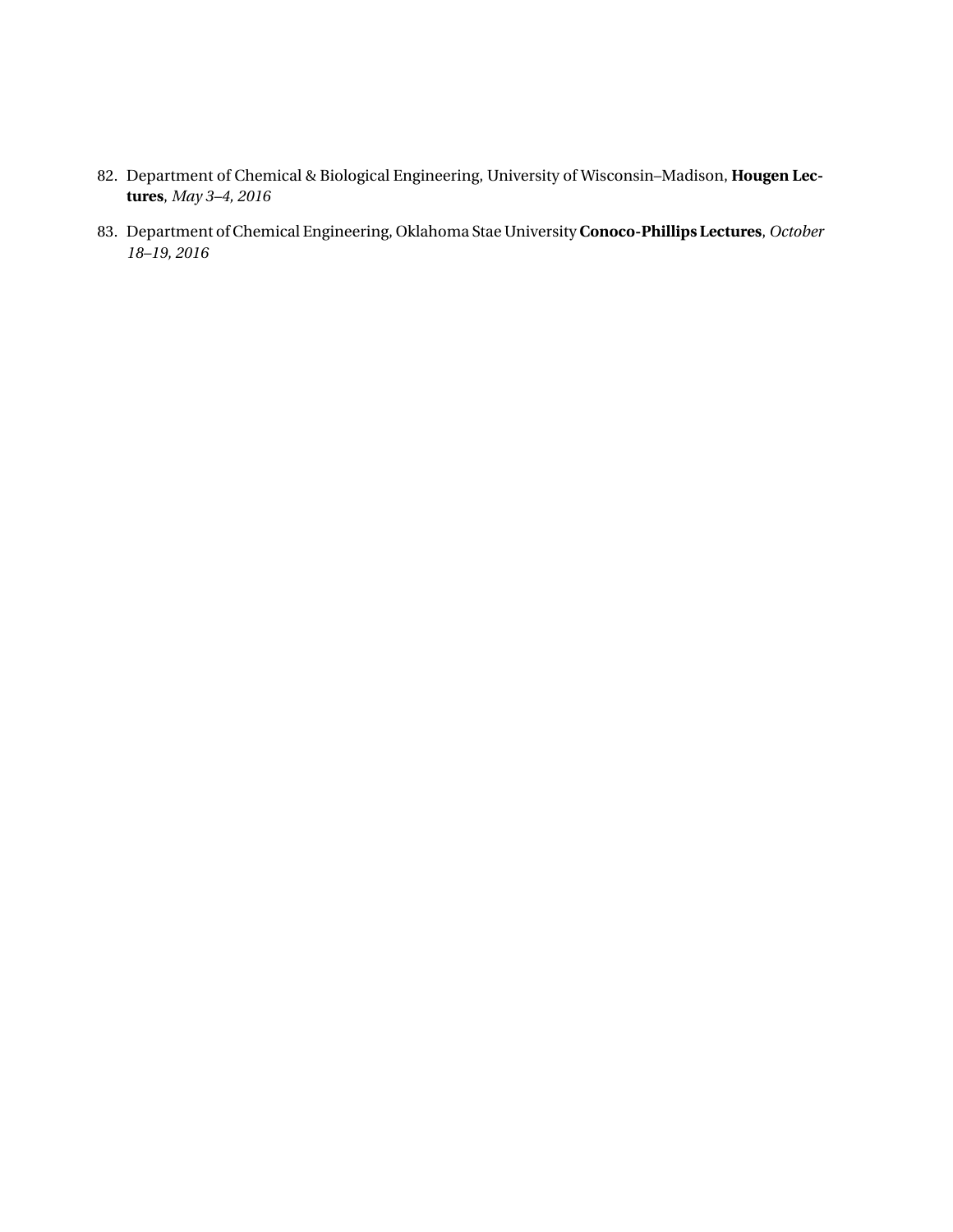82. Department of Chemical & Biological Engineering, University of Wisconsin–Madison, **Hougen Lectures**, *May 3–4, 2016*

83. Department of Chemical Engineering, Oklahoma Stae University **Conoco-Phillips Lectures**, *October 18–19, 2016*